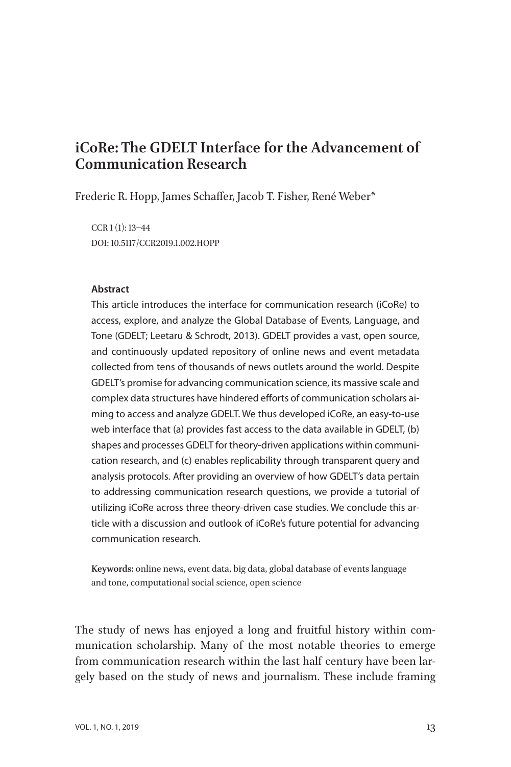# iCoRe: The GDELT Interface for the Advancement of Communication Research

Frederic R. Hopp, James Schaffer, Jacob T. Fisher, René Weber*

CCR 1 (1): 13–44
DOI: 10.5117/CCR2019.1.002.HOPP

**Abstract**

This article introduces the interface for communication research (iCoRe) to access, explore, and analyze the Global Database of Events, Language, and Tone (GDELT; Leetaru & Schrodt, 2013). GDELT provides a vast, open source, and continuously updated repository of online news and event metadata collected from tens of thousands of news outlets around the world. Despite GDELT's promise for advancing communication science, its massive scale and complex data structures have hindered efforts of communication scholars aiming to access and analyze GDELT. We thus developed iCoRe, an easy-to-use web interface that (a) provides fast access to the data available in GDELT, (b) shapes and processes GDELT for theory-driven applications within communication research, and (c) enables replicability through transparent query and analysis protocols. After providing an overview of how GDELT's data pertain to addressing communication research questions, we provide a tutorial of utilizing iCoRe across three theory-driven case studies. We conclude this article with a discussion and outlook of iCoRe's future potential for advancing communication research.

**Keywords:** online news, event data, big data, global database of events language and tone, computational social science, open science

The study of news has enjoyed a long and fruitful history within communication scholarship. Many of the most notable theories to emerge from communication research within the last half century have been largely based on the study of news and journalism. These include framing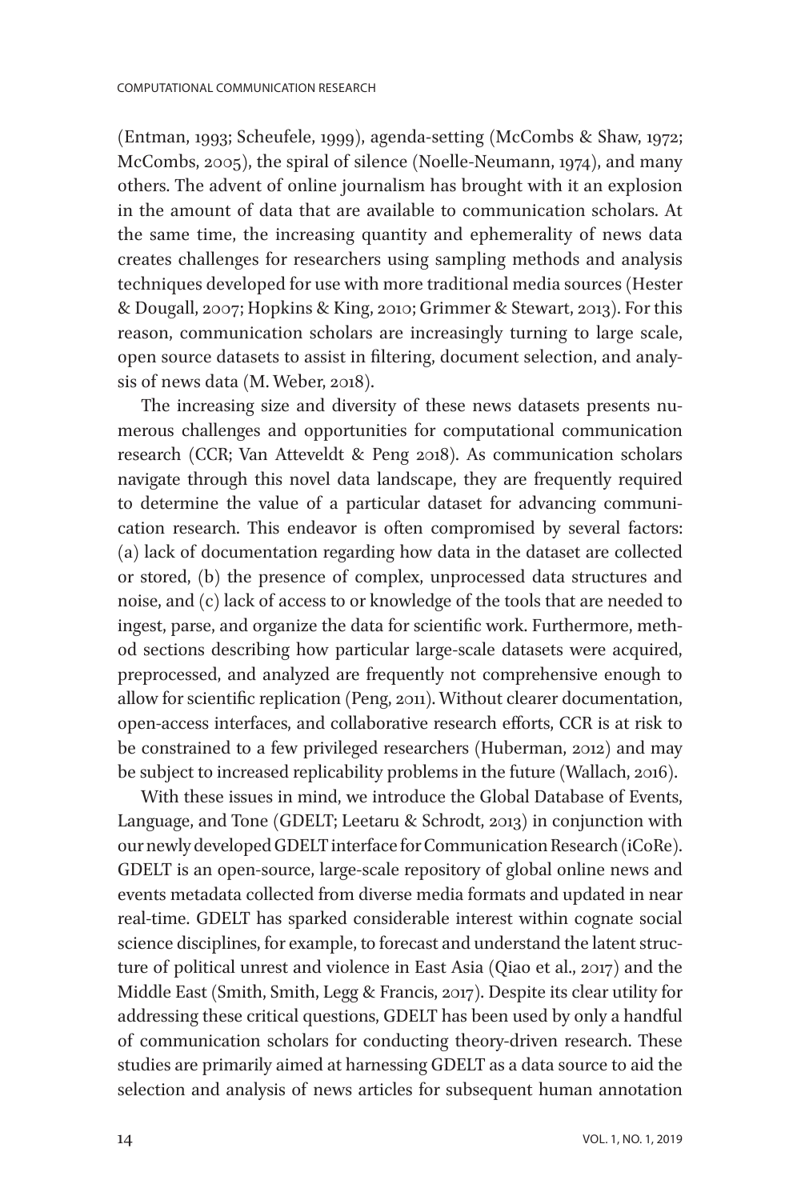(Entman, 1993; Scheufele, 1999), agenda-setting (McCombs & Shaw, 1972; McCombs, 2005), the spiral of silence (Noelle-Neumann, 1974), and many others. The advent of online journalism has brought with it an explosion in the amount of data that are available to communication scholars. At the same time, the increasing quantity and ephemerality of news data creates challenges for researchers using sampling methods and analysis techniques developed for use with more traditional media sources (Hester & Dougall, 2007; Hopkins & King, 2010; Grimmer & Stewart, 2013). For this reason, communication scholars are increasingly turning to large scale, open source datasets to assist in filtering, document selection, and analysis of news data (M. Weber, 2018).

The increasing size and diversity of these news datasets presents numerous challenges and opportunities for computational communication research (CCR; Van Atteveldt & Peng 2018). As communication scholars navigate through this novel data landscape, they are frequently required to determine the value of a particular dataset for advancing communication research. This endeavor is often compromised by several factors: (a) lack of documentation regarding how data in the dataset are collected or stored, (b) the presence of complex, unprocessed data structures and noise, and (c) lack of access to or knowledge of the tools that are needed to ingest, parse, and organize the data for scientific work. Furthermore, method sections describing how particular large-scale datasets were acquired, preprocessed, and analyzed are frequently not comprehensive enough to allow for scientific replication (Peng, 2011). Without clearer documentation, open-access interfaces, and collaborative research efforts, CCR is at risk to be constrained to a few privileged researchers (Huberman, 2012) and may be subject to increased replicability problems in the future (Wallach, 2016).

With these issues in mind, we introduce the Global Database of Events, Language, and Tone (GDELT; Leetaru & Schrodt, 2013) in conjunction with our newly developed GDELT interface for Communication Research (iCoRe). GDELT is an open-source, large-scale repository of global online news and events metadata collected from diverse media formats and updated in near real-time. GDELT has sparked considerable interest within cognate social science disciplines, for example, to forecast and understand the latent structure of political unrest and violence in East Asia (Qiao et al., 2017) and the Middle East (Smith, Smith, Legg & Francis, 2017). Despite its clear utility for addressing these critical questions, GDELT has been used by only a handful of communication scholars for conducting theory-driven research. These studies are primarily aimed at harnessing GDELT as a data source to aid the selection and analysis of news articles for subsequent human annotation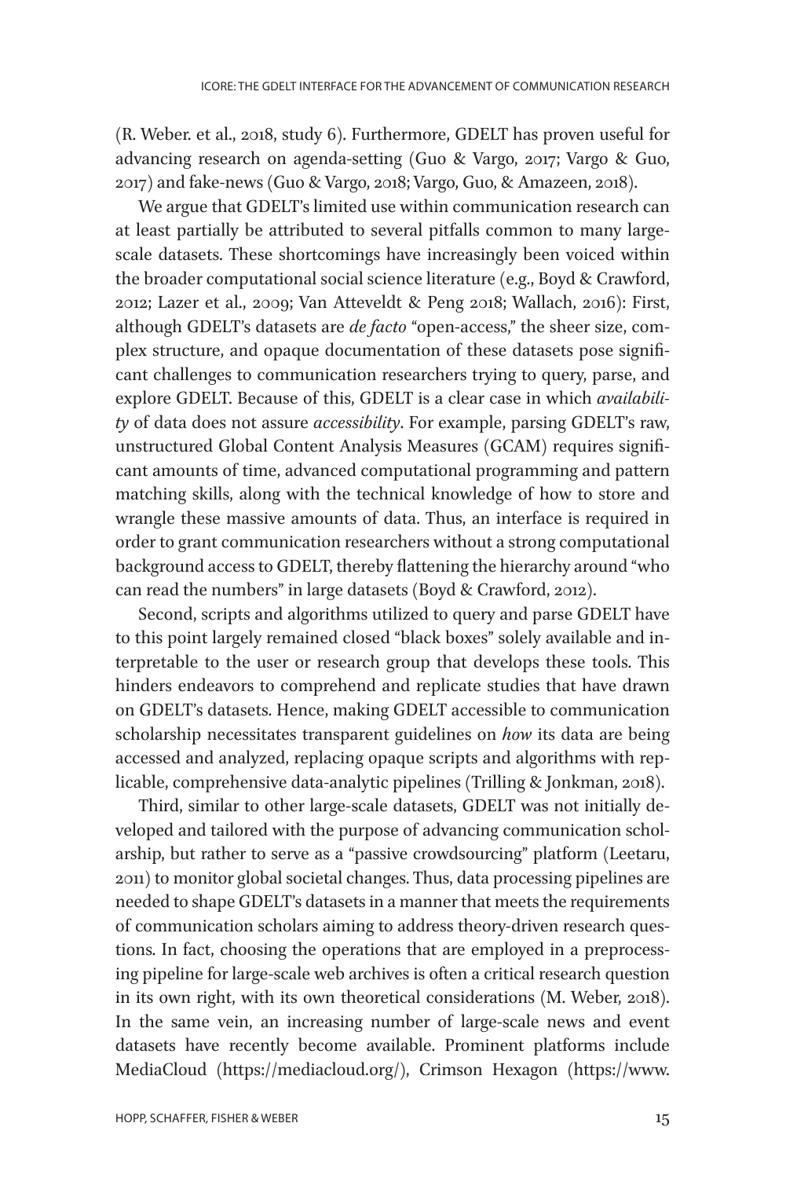(R. Weber. et al., 2018, study 6). Furthermore, GDELT has proven useful for advancing research on agenda-setting (Guo & Vargo, 2017; Vargo & Guo, 2017) and fake-news (Guo & Vargo, 2018; Vargo, Guo, & Amazeen, 2018).

We argue that GDELT's limited use within communication research can at least partially be attributed to several pitfalls common to many large-scale datasets. These shortcomings have increasingly been voiced within the broader computational social science literature (e.g., Boyd & Crawford, 2012; Lazer et al., 2009; Van Atteveldt & Peng 2018; Wallach, 2016): First, although GDELT's datasets are *de facto* "open-access," the sheer size, complex structure, and opaque documentation of these datasets pose significant challenges to communication researchers trying to query, parse, and explore GDELT. Because of this, GDELT is a clear case in which *availability* of data does not assure *accessibility*. For example, parsing GDELT's raw, unstructured Global Content Analysis Measures (GCAM) requires significant amounts of time, advanced computational programming and pattern matching skills, along with the technical knowledge of how to store and wrangle these massive amounts of data. Thus, an interface is required in order to grant communication researchers without a strong computational background access to GDELT, thereby flattening the hierarchy around "who can read the numbers" in large datasets (Boyd & Crawford, 2012).

Second, scripts and algorithms utilized to query and parse GDELT have to this point largely remained closed "black boxes" solely available and interpretable to the user or research group that develops these tools. This hinders endeavors to comprehend and replicate studies that have drawn on GDELT's datasets. Hence, making GDELT accessible to communication scholarship necessitates transparent guidelines on *how* its data are being accessed and analyzed, replacing opaque scripts and algorithms with replicable, comprehensive data-analytic pipelines (Trilling & Jonkman, 2018).

Third, similar to other large-scale datasets, GDELT was not initially developed and tailored with the purpose of advancing communication scholarship, but rather to serve as a "passive crowdsourcing" platform (Leetaru, 2011) to monitor global societal changes. Thus, data processing pipelines are needed to shape GDELT's datasets in a manner that meets the requirements of communication scholars aiming to address theory-driven research questions. In fact, choosing the operations that are employed in a preprocessing pipeline for large-scale web archives is often a critical research question in its own right, with its own theoretical considerations (M. Weber, 2018). In the same vein, an increasing number of large-scale news and event datasets have recently become available. Prominent platforms include MediaCloud (https://mediacloud.org/), Crimson Hexagon (https://www.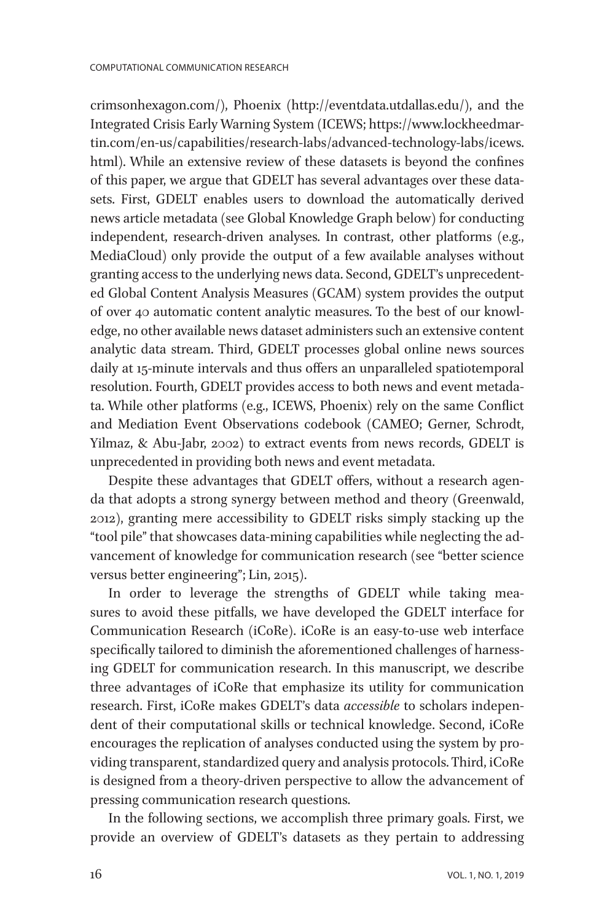crimsonhexagon.com/), Phoenix (http://eventdata.utdallas.edu/), and the Integrated Crisis Early Warning System (ICEWS; https://www.lockheedmartin.com/en-us/capabilities/research-labs/advanced-technology-labs/icews.html). While an extensive review of these datasets is beyond the confines of this paper, we argue that GDELT has several advantages over these datasets. First, GDELT enables users to download the automatically derived news article metadata (see Global Knowledge Graph below) for conducting independent, research-driven analyses. In contrast, other platforms (e.g., MediaCloud) only provide the output of a few available analyses without granting access to the underlying news data. Second, GDELT's unprecedented Global Content Analysis Measures (GCAM) system provides the output of over 40 automatic content analytic measures. To the best of our knowledge, no other available news dataset administers such an extensive content analytic data stream. Third, GDELT processes global online news sources daily at 15-minute intervals and thus offers an unparalleled spatiotemporal resolution. Fourth, GDELT provides access to both news and event metadata. While other platforms (e.g., ICEWS, Phoenix) rely on the same Conflict and Mediation Event Observations codebook (CAMEO; Gerner, Schrodt, Yilmaz, & Abu-Jabr, 2002) to extract events from news records, GDELT is unprecedented in providing both news and event metadata.

Despite these advantages that GDELT offers, without a research agenda that adopts a strong synergy between method and theory (Greenwald, 2012), granting mere accessibility to GDELT risks simply stacking up the "tool pile" that showcases data-mining capabilities while neglecting the advancement of knowledge for communication research (see "better science versus better engineering"; Lin, 2015).

In order to leverage the strengths of GDELT while taking measures to avoid these pitfalls, we have developed the GDELT interface for Communication Research (iCoRe). iCoRe is an easy-to-use web interface specifically tailored to diminish the aforementioned challenges of harnessing GDELT for communication research. In this manuscript, we describe three advantages of iCoRe that emphasize its utility for communication research. First, iCoRe makes GDELT's data *accessible* to scholars independent of their computational skills or technical knowledge. Second, iCoRe encourages the replication of analyses conducted using the system by providing transparent, standardized query and analysis protocols. Third, iCoRe is designed from a theory-driven perspective to allow the advancement of pressing communication research questions.

In the following sections, we accomplish three primary goals. First, we provide an overview of GDELT's datasets as they pertain to addressing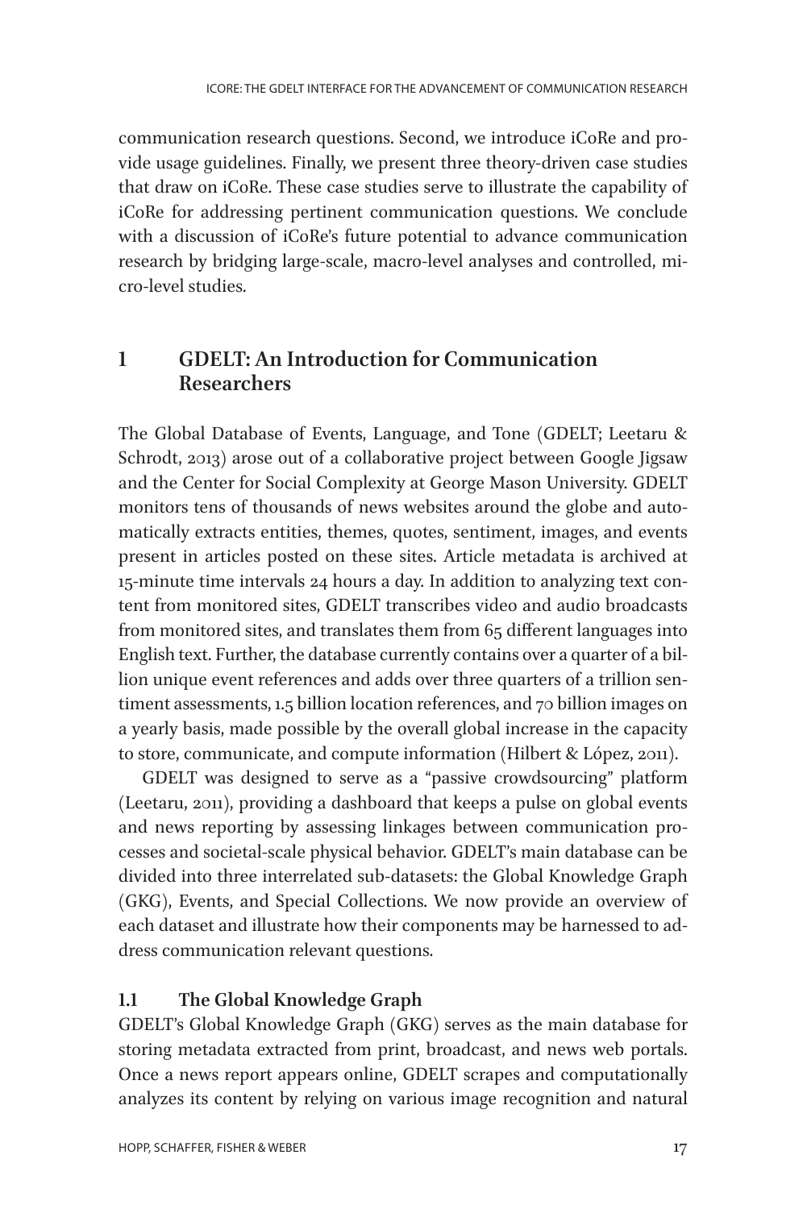communication research questions. Second, we introduce iCoRe and provide usage guidelines. Finally, we present three theory-driven case studies that draw on iCoRe. These case studies serve to illustrate the capability of iCoRe for addressing pertinent communication questions. We conclude with a discussion of iCoRe's future potential to advance communication research by bridging large-scale, macro-level analyses and controlled, micro-level studies.

## 1 GDELT: An Introduction for Communication Researchers

The Global Database of Events, Language, and Tone (GDELT; Leetaru & Schrodt, 2013) arose out of a collaborative project between Google Jigsaw and the Center for Social Complexity at George Mason University. GDELT monitors tens of thousands of news websites around the globe and automatically extracts entities, themes, quotes, sentiment, images, and events present in articles posted on these sites. Article metadata is archived at 15-minute time intervals 24 hours a day. In addition to analyzing text content from monitored sites, GDELT transcribes video and audio broadcasts from monitored sites, and translates them from 65 different languages into English text. Further, the database currently contains over a quarter of a billion unique event references and adds over three quarters of a trillion sentiment assessments, 1.5 billion location references, and 70 billion images on a yearly basis, made possible by the overall global increase in the capacity to store, communicate, and compute information (Hilbert & López, 2011).

GDELT was designed to serve as a "passive crowdsourcing" platform (Leetaru, 2011), providing a dashboard that keeps a pulse on global events and news reporting by assessing linkages between communication processes and societal-scale physical behavior. GDELT's main database can be divided into three interrelated sub-datasets: the Global Knowledge Graph (GKG), Events, and Special Collections. We now provide an overview of each dataset and illustrate how their components may be harnessed to address communication relevant questions.

### 1.1 The Global Knowledge Graph

GDELT's Global Knowledge Graph (GKG) serves as the main database for storing metadata extracted from print, broadcast, and news web portals. Once a news report appears online, GDELT scrapes and computationally analyzes its content by relying on various image recognition and natural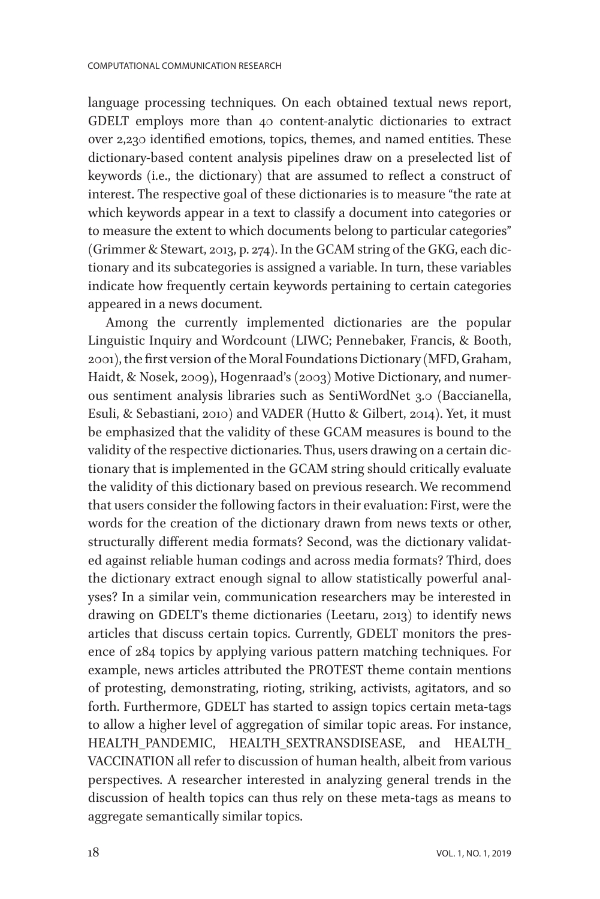language processing techniques. On each obtained textual news report, GDELT employs more than 40 content-analytic dictionaries to extract over 2,230 identified emotions, topics, themes, and named entities. These dictionary-based content analysis pipelines draw on a preselected list of keywords (i.e., the dictionary) that are assumed to reflect a construct of interest. The respective goal of these dictionaries is to measure "the rate at which keywords appear in a text to classify a document into categories or to measure the extent to which documents belong to particular categories" (Grimmer & Stewart, 2013, p. 274). In the GCAM string of the GKG, each dictionary and its subcategories is assigned a variable. In turn, these variables indicate how frequently certain keywords pertaining to certain categories appeared in a news document.

Among the currently implemented dictionaries are the popular Linguistic Inquiry and Wordcount (LIWC; Pennebaker, Francis, & Booth, 2001), the first version of the Moral Foundations Dictionary (MFD, Graham, Haidt, & Nosek, 2009), Hogenraad's (2003) Motive Dictionary, and numerous sentiment analysis libraries such as SentiWordNet 3.0 (Baccianella, Esuli, & Sebastiani, 2010) and VADER (Hutto & Gilbert, 2014). Yet, it must be emphasized that the validity of these GCAM measures is bound to the validity of the respective dictionaries. Thus, users drawing on a certain dictionary that is implemented in the GCAM string should critically evaluate the validity of this dictionary based on previous research. We recommend that users consider the following factors in their evaluation: First, were the words for the creation of the dictionary drawn from news texts or other, structurally different media formats? Second, was the dictionary validated against reliable human codings and across media formats? Third, does the dictionary extract enough signal to allow statistically powerful analyses? In a similar vein, communication researchers may be interested in drawing on GDELT's theme dictionaries (Leetaru, 2013) to identify news articles that discuss certain topics. Currently, GDELT monitors the presence of 284 topics by applying various pattern matching techniques. For example, news articles attributed the PROTEST theme contain mentions of protesting, demonstrating, rioting, striking, activists, agitators, and so forth. Furthermore, GDELT has started to assign topics certain meta-tags to allow a higher level of aggregation of similar topic areas. For instance, HEALTH_PANDEMIC, HEALTH_SEXTRANSDISEASE, and HEALTH_VACCINATION all refer to discussion of human health, albeit from various perspectives. A researcher interested in analyzing general trends in the discussion of health topics can thus rely on these meta-tags as means to aggregate semantically similar topics.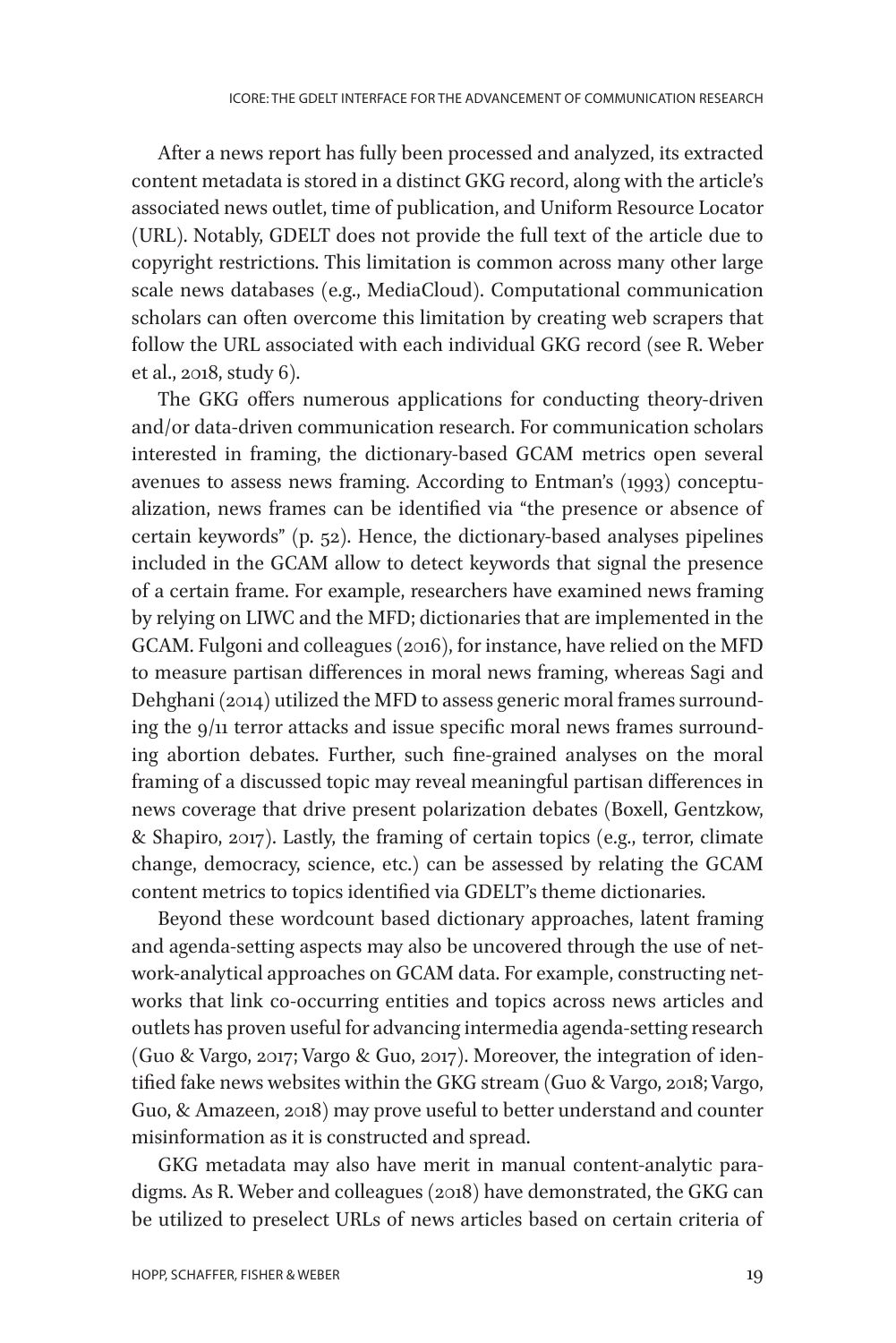After a news report has fully been processed and analyzed, its extracted content metadata is stored in a distinct GKG record, along with the article's associated news outlet, time of publication, and Uniform Resource Locator (URL). Notably, GDELT does not provide the full text of the article due to copyright restrictions. This limitation is common across many other large scale news databases (e.g., MediaCloud). Computational communication scholars can often overcome this limitation by creating web scrapers that follow the URL associated with each individual GKG record (see R. Weber et al., 2018, study 6).

The GKG offers numerous applications for conducting theory-driven and/or data-driven communication research. For communication scholars interested in framing, the dictionary-based GCAM metrics open several avenues to assess news framing. According to Entman's (1993) conceptualization, news frames can be identified via "the presence or absence of certain keywords" (p. 52). Hence, the dictionary-based analyses pipelines included in the GCAM allow to detect keywords that signal the presence of a certain frame. For example, researchers have examined news framing by relying on LIWC and the MFD; dictionaries that are implemented in the GCAM. Fulgoni and colleagues (2016), for instance, have relied on the MFD to measure partisan differences in moral news framing, whereas Sagi and Dehghani (2014) utilized the MFD to assess generic moral frames surrounding the 9/11 terror attacks and issue specific moral news frames surrounding abortion debates. Further, such fine-grained analyses on the moral framing of a discussed topic may reveal meaningful partisan differences in news coverage that drive present polarization debates (Boxell, Gentzkow, & Shapiro, 2017). Lastly, the framing of certain topics (e.g., terror, climate change, democracy, science, etc.) can be assessed by relating the GCAM content metrics to topics identified via GDELT's theme dictionaries.

Beyond these wordcount based dictionary approaches, latent framing and agenda-setting aspects may also be uncovered through the use of network-analytical approaches on GCAM data. For example, constructing networks that link co-occurring entities and topics across news articles and outlets has proven useful for advancing intermedia agenda-setting research (Guo & Vargo, 2017; Vargo & Guo, 2017). Moreover, the integration of identified fake news websites within the GKG stream (Guo & Vargo, 2018; Vargo, Guo, & Amazeen, 2018) may prove useful to better understand and counter misinformation as it is constructed and spread.

GKG metadata may also have merit in manual content-analytic paradigms. As R. Weber and colleagues (2018) have demonstrated, the GKG can be utilized to preselect URLs of news articles based on certain criteria of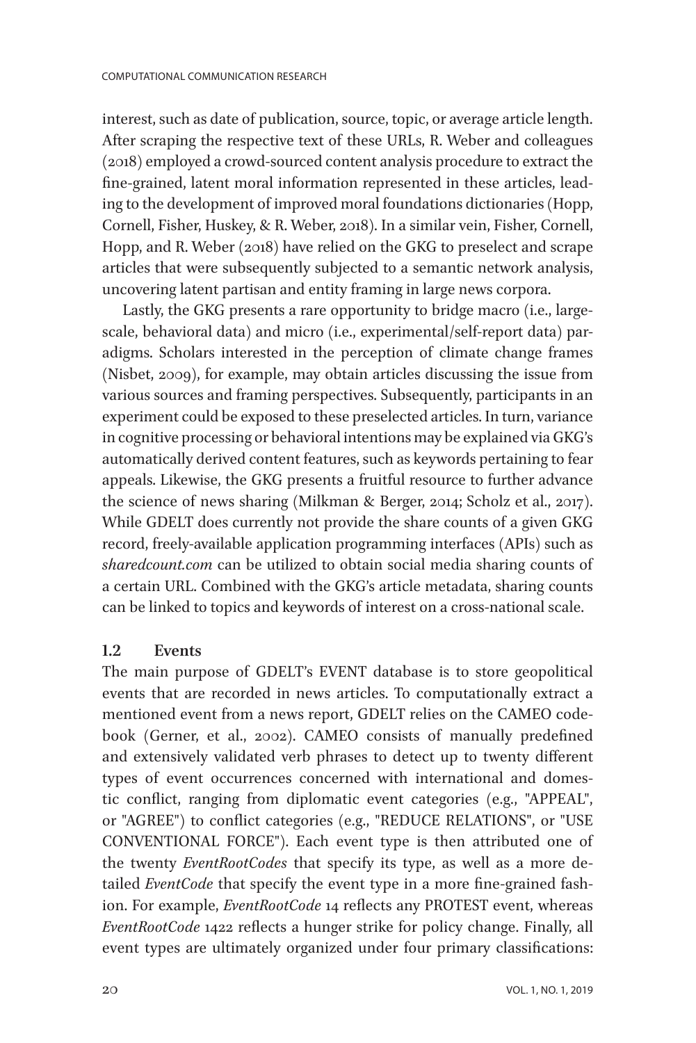interest, such as date of publication, source, topic, or average article length. After scraping the respective text of these URLs, R. Weber and colleagues (2018) employed a crowd-sourced content analysis procedure to extract the fine-grained, latent moral information represented in these articles, leading to the development of improved moral foundations dictionaries (Hopp, Cornell, Fisher, Huskey, & R. Weber, 2018). In a similar vein, Fisher, Cornell, Hopp, and R. Weber (2018) have relied on the GKG to preselect and scrape articles that were subsequently subjected to a semantic network analysis, uncovering latent partisan and entity framing in large news corpora.

Lastly, the GKG presents a rare opportunity to bridge macro (i.e., large-scale, behavioral data) and micro (i.e., experimental/self-report data) paradigms. Scholars interested in the perception of climate change frames (Nisbet, 2009), for example, may obtain articles discussing the issue from various sources and framing perspectives. Subsequently, participants in an experiment could be exposed to these preselected articles. In turn, variance in cognitive processing or behavioral intentions may be explained via GKG's automatically derived content features, such as keywords pertaining to fear appeals. Likewise, the GKG presents a fruitful resource to further advance the science of news sharing (Milkman & Berger, 2014; Scholz et al., 2017). While GDELT does currently not provide the share counts of a given GKG record, freely-available application programming interfaces (APIs) such as *sharedcount.com* can be utilized to obtain social media sharing counts of a certain URL. Combined with the GKG's article metadata, sharing counts can be linked to topics and keywords of interest on a cross-national scale.

### 1.2 Events

The main purpose of GDELT's EVENT database is to store geopolitical events that are recorded in news articles. To computationally extract a mentioned event from a news report, GDELT relies on the CAMEO codebook (Gerner, et al., 2002). CAMEO consists of manually predefined and extensively validated verb phrases to detect up to twenty different types of event occurrences concerned with international and domestic conflict, ranging from diplomatic event categories (e.g., "APPEAL", or "AGREE") to conflict categories (e.g., "REDUCE RELATIONS", or "USE CONVENTIONAL FORCE"). Each event type is then attributed one of the twenty *EventRootCodes* that specify its type, as well as a more detailed *EventCode* that specify the event type in a more fine-grained fashion. For example, *EventRootCode* 14 reflects any PROTEST event, whereas *EventRootCode* 1422 reflects a hunger strike for policy change. Finally, all event types are ultimately organized under four primary classifications: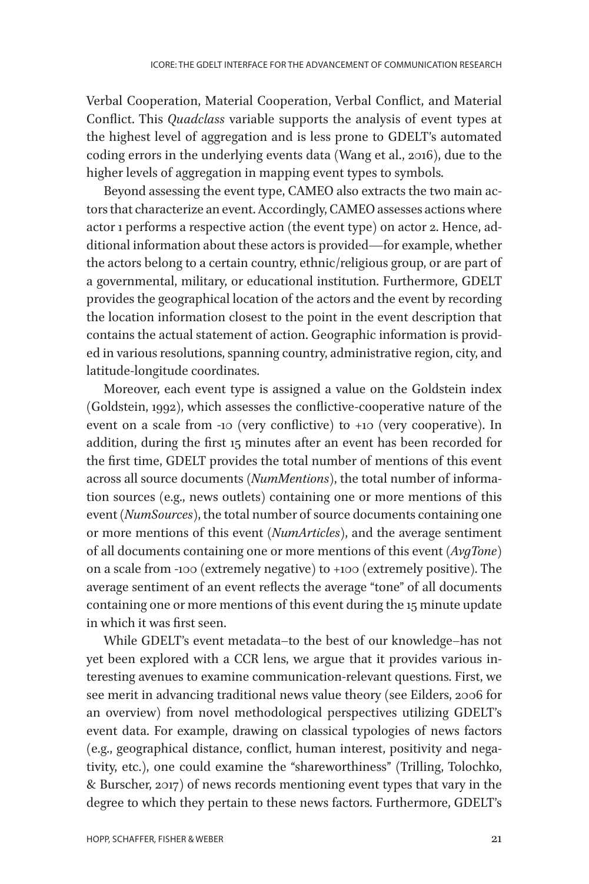Verbal Cooperation, Material Cooperation, Verbal Conflict, and Material Conflict. This *Quadclass* variable supports the analysis of event types at the highest level of aggregation and is less prone to GDELT's automated coding errors in the underlying events data (Wang et al., 2016), due to the higher levels of aggregation in mapping event types to symbols.

Beyond assessing the event type, CAMEO also extracts the two main actors that characterize an event. Accordingly, CAMEO assesses actions where actor 1 performs a respective action (the event type) on actor 2. Hence, additional information about these actors is provided—for example, whether the actors belong to a certain country, ethnic/religious group, or are part of a governmental, military, or educational institution. Furthermore, GDELT provides the geographical location of the actors and the event by recording the location information closest to the point in the event description that contains the actual statement of action. Geographic information is provided in various resolutions, spanning country, administrative region, city, and latitude-longitude coordinates.

Moreover, each event type is assigned a value on the Goldstein index (Goldstein, 1992), which assesses the conflictive-cooperative nature of the event on a scale from -10 (very conflictive) to +10 (very cooperative). In addition, during the first 15 minutes after an event has been recorded for the first time, GDELT provides the total number of mentions of this event across all source documents (*NumMentions*), the total number of information sources (e.g., news outlets) containing one or more mentions of this event (*NumSources*), the total number of source documents containing one or more mentions of this event (*NumArticles*), and the average sentiment of all documents containing one or more mentions of this event (*AvgTone*) on a scale from -100 (extremely negative) to +100 (extremely positive). The average sentiment of an event reflects the average "tone" of all documents containing one or more mentions of this event during the 15 minute update in which it was first seen.

While GDELT's event metadata–to the best of our knowledge–has not yet been explored with a CCR lens, we argue that it provides various interesting avenues to examine communication-relevant questions. First, we see merit in advancing traditional news value theory (see Eilders, 2006 for an overview) from novel methodological perspectives utilizing GDELT's event data. For example, drawing on classical typologies of news factors (e.g., geographical distance, conflict, human interest, positivity and negativity, etc.), one could examine the "shareworthiness" (Trilling, Tolochko, & Burscher, 2017) of news records mentioning event types that vary in the degree to which they pertain to these news factors. Furthermore, GDELT's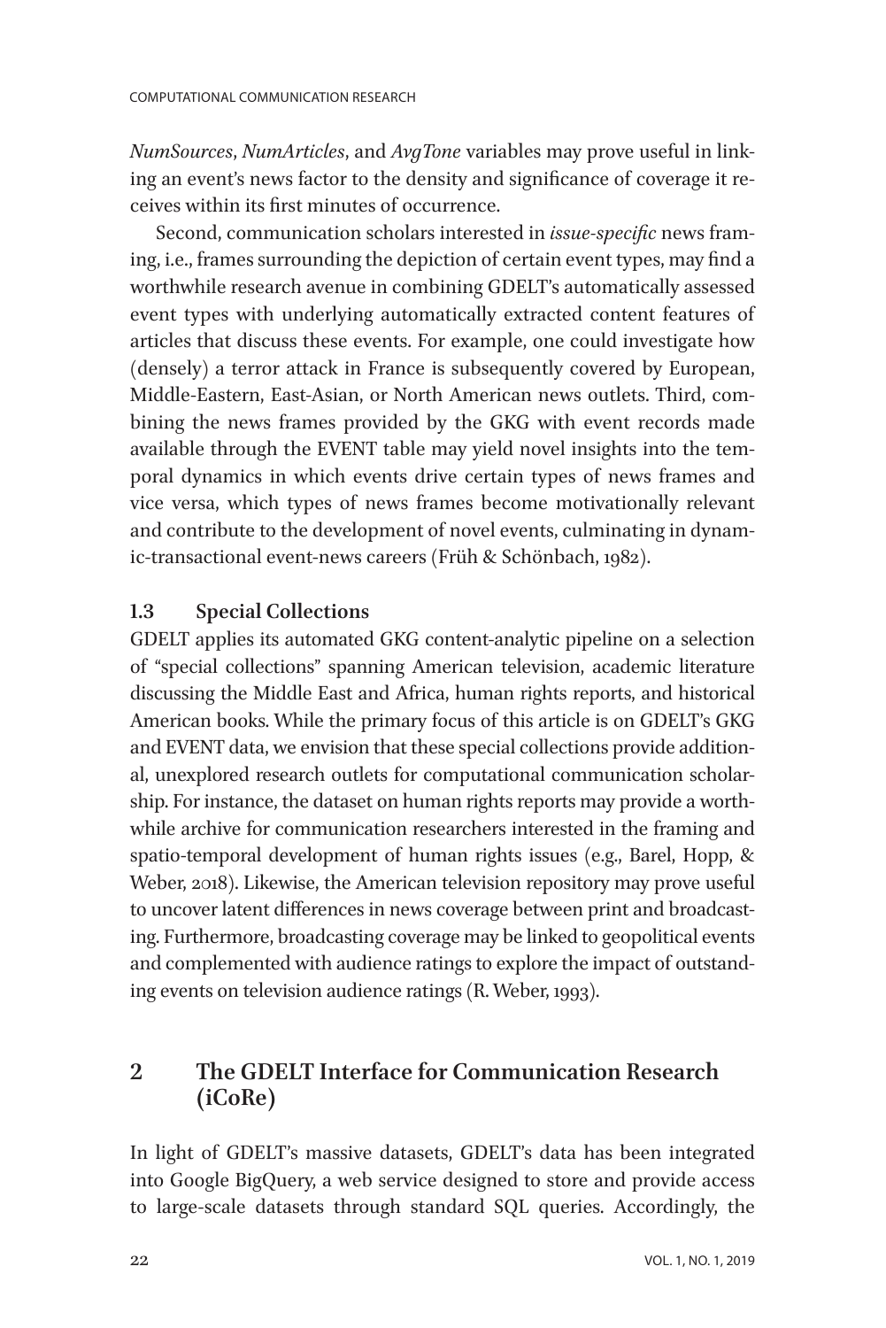*NumSources*, *NumArticles*, and *AvgTone* variables may prove useful in linking an event's news factor to the density and significance of coverage it receives within its first minutes of occurrence.

Second, communication scholars interested in *issue-specific* news framing, i.e., frames surrounding the depiction of certain event types, may find a worthwhile research avenue in combining GDELT's automatically assessed event types with underlying automatically extracted content features of articles that discuss these events. For example, one could investigate how (densely) a terror attack in France is subsequently covered by European, Middle-Eastern, East-Asian, or North American news outlets. Third, combining the news frames provided by the GKG with event records made available through the EVENT table may yield novel insights into the temporal dynamics in which events drive certain types of news frames and vice versa, which types of news frames become motivationally relevant and contribute to the development of novel events, culminating in dynamic-transactional event-news careers (Früh & Schönbach, 1982).

### 1.3 Special Collections

GDELT applies its automated GKG content-analytic pipeline on a selection of "special collections" spanning American television, academic literature discussing the Middle East and Africa, human rights reports, and historical American books. While the primary focus of this article is on GDELT's GKG and EVENT data, we envision that these special collections provide additional, unexplored research outlets for computational communication scholarship. For instance, the dataset on human rights reports may provide a worthwhile archive for communication researchers interested in the framing and spatio-temporal development of human rights issues (e.g., Barel, Hopp, & Weber, 2018). Likewise, the American television repository may prove useful to uncover latent differences in news coverage between print and broadcasting. Furthermore, broadcasting coverage may be linked to geopolitical events and complemented with audience ratings to explore the impact of outstanding events on television audience ratings (R. Weber, 1993).

## 2 The GDELT Interface for Communication Research (iCoRe)

In light of GDELT's massive datasets, GDELT's data has been integrated into Google BigQuery, a web service designed to store and provide access to large-scale datasets through standard SQL queries. Accordingly, the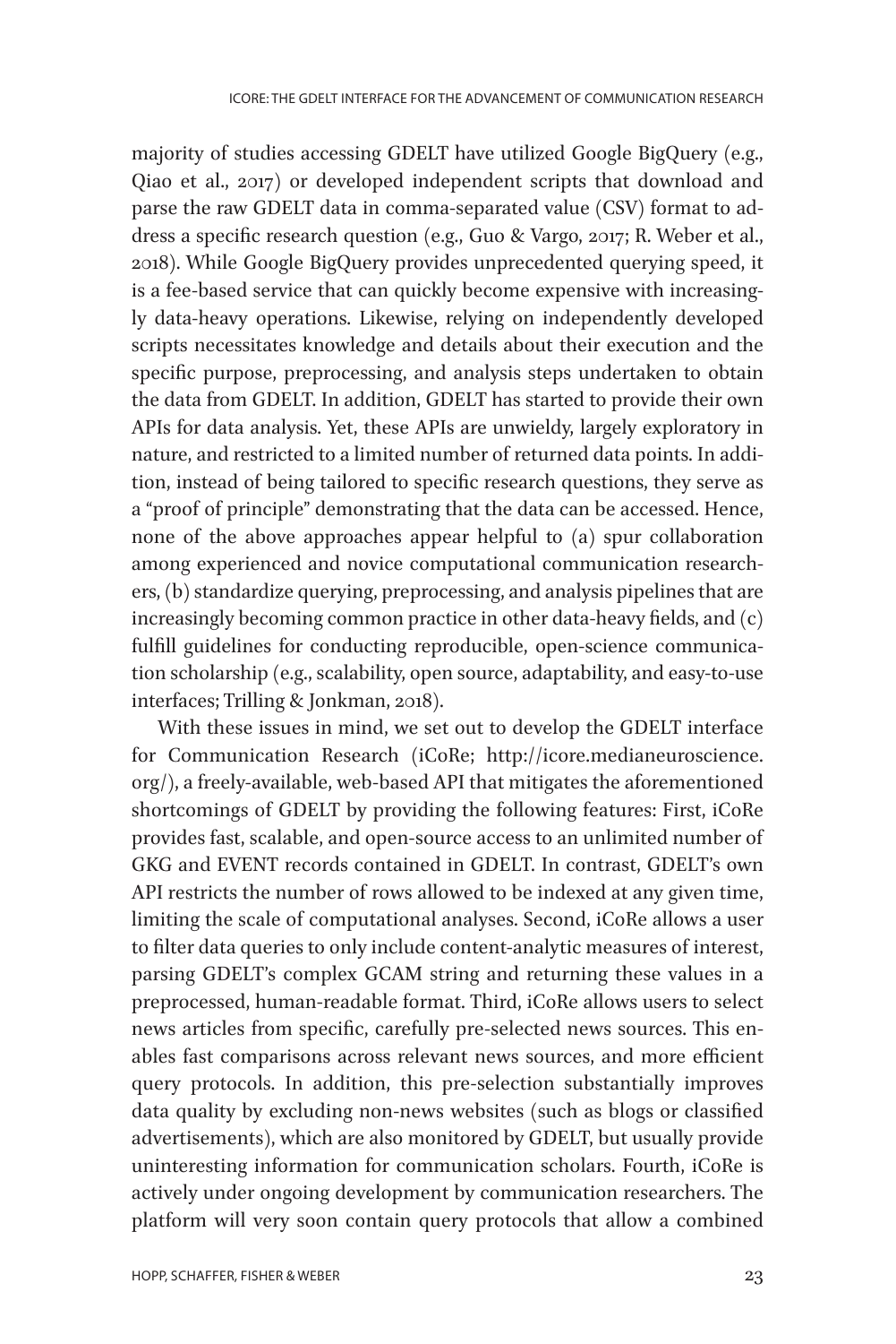majority of studies accessing GDELT have utilized Google BigQuery (e.g., Qiao et al., 2017) or developed independent scripts that download and parse the raw GDELT data in comma-separated value (CSV) format to address a specific research question (e.g., Guo & Vargo, 2017; R. Weber et al., 2018). While Google BigQuery provides unprecedented querying speed, it is a fee-based service that can quickly become expensive with increasingly data-heavy operations. Likewise, relying on independently developed scripts necessitates knowledge and details about their execution and the specific purpose, preprocessing, and analysis steps undertaken to obtain the data from GDELT. In addition, GDELT has started to provide their own APIs for data analysis. Yet, these APIs are unwieldy, largely exploratory in nature, and restricted to a limited number of returned data points. In addition, instead of being tailored to specific research questions, they serve as a "proof of principle" demonstrating that the data can be accessed. Hence, none of the above approaches appear helpful to (a) spur collaboration among experienced and novice computational communication researchers, (b) standardize querying, preprocessing, and analysis pipelines that are increasingly becoming common practice in other data-heavy fields, and (c) fulfill guidelines for conducting reproducible, open-science communication scholarship (e.g., scalability, open source, adaptability, and easy-to-use interfaces; Trilling & Jonkman, 2018).

With these issues in mind, we set out to develop the GDELT interface for Communication Research (iCoRe; http://icore.medianeuroscience.org/), a freely-available, web-based API that mitigates the aforementioned shortcomings of GDELT by providing the following features: First, iCoRe provides fast, scalable, and open-source access to an unlimited number of GKG and EVENT records contained in GDELT. In contrast, GDELT's own API restricts the number of rows allowed to be indexed at any given time, limiting the scale of computational analyses. Second, iCoRe allows a user to filter data queries to only include content-analytic measures of interest, parsing GDELT's complex GCAM string and returning these values in a preprocessed, human-readable format. Third, iCoRe allows users to select news articles from specific, carefully pre-selected news sources. This enables fast comparisons across relevant news sources, and more efficient query protocols. In addition, this pre-selection substantially improves data quality by excluding non-news websites (such as blogs or classified advertisements), which are also monitored by GDELT, but usually provide uninteresting information for communication scholars. Fourth, iCoRe is actively under ongoing development by communication researchers. The platform will very soon contain query protocols that allow a combined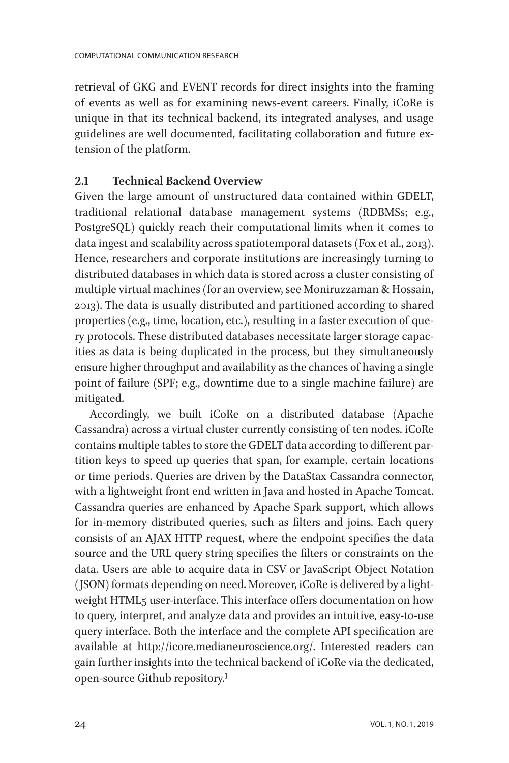retrieval of GKG and EVENT records for direct insights into the framing of events as well as for examining news-event careers. Finally, iCoRe is unique in that its technical backend, its integrated analyses, and usage guidelines are well documented, facilitating collaboration and future extension of the platform.

### 2.1 Technical Backend Overview

Given the large amount of unstructured data contained within GDELT, traditional relational database management systems (RDBMSs; e.g., PostgreSQL) quickly reach their computational limits when it comes to data ingest and scalability across spatiotemporal datasets (Fox et al., 2013). Hence, researchers and corporate institutions are increasingly turning to distributed databases in which data is stored across a cluster consisting of multiple virtual machines (for an overview, see Moniruzzaman & Hossain, 2013). The data is usually distributed and partitioned according to shared properties (e.g., time, location, etc.), resulting in a faster execution of query protocols. These distributed databases necessitate larger storage capacities as data is being duplicated in the process, but they simultaneously ensure higher throughput and availability as the chances of having a single point of failure (SPF; e.g., downtime due to a single machine failure) are mitigated.

Accordingly, we built iCoRe on a distributed database (Apache Cassandra) across a virtual cluster currently consisting of ten nodes. iCoRe contains multiple tables to store the GDELT data according to different partition keys to speed up queries that span, for example, certain locations or time periods. Queries are driven by the DataStax Cassandra connector, with a lightweight front end written in Java and hosted in Apache Tomcat. Cassandra queries are enhanced by Apache Spark support, which allows for in-memory distributed queries, such as filters and joins. Each query consists of an AJAX HTTP request, where the endpoint specifies the data source and the URL query string specifies the filters or constraints on the data. Users are able to acquire data in CSV or JavaScript Object Notation (JSON) formats depending on need. Moreover, iCoRe is delivered by a lightweight HTML5 user-interface. This interface offers documentation on how to query, interpret, and analyze data and provides an intuitive, easy-to-use query interface. Both the interface and the complete API specification are available at http://icore.medianeuroscience.org/. Interested readers can gain further insights into the technical backend of iCoRe via the dedicated, open-source Github repository.[1]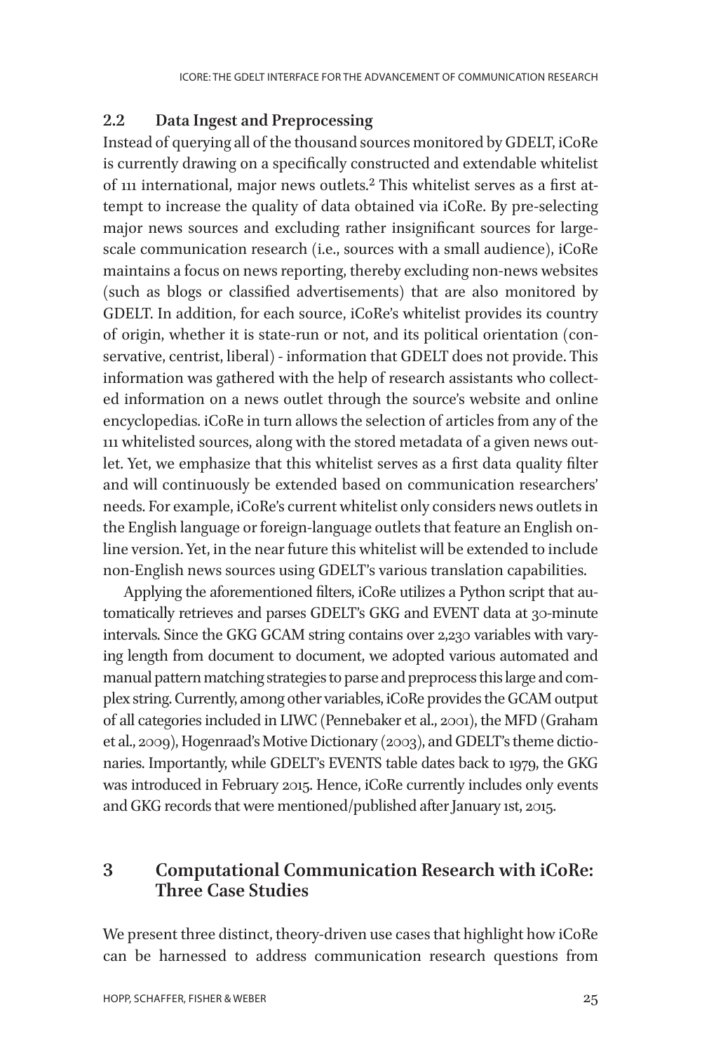## 2.2 Data Ingest and Preprocessing

Instead of querying all of the thousand sources monitored by GDELT, iCoRe is currently drawing on a specifically constructed and extendable whitelist of 111 international, major news outlets.[2] This whitelist serves as a first attempt to increase the quality of data obtained via iCoRe. By pre-selecting major news sources and excluding rather insignificant sources for large-scale communication research (i.e., sources with a small audience), iCoRe maintains a focus on news reporting, thereby excluding non-news websites (such as blogs or classified advertisements) that are also monitored by GDELT. In addition, for each source, iCoRe's whitelist provides its country of origin, whether it is state-run or not, and its political orientation (conservative, centrist, liberal) - information that GDELT does not provide. This information was gathered with the help of research assistants who collected information on a news outlet through the source's website and online encyclopedias. iCoRe in turn allows the selection of articles from any of the 111 whitelisted sources, along with the stored metadata of a given news outlet. Yet, we emphasize that this whitelist serves as a first data quality filter and will continuously be extended based on communication researchers' needs. For example, iCoRe's current whitelist only considers news outlets in the English language or foreign-language outlets that feature an English online version. Yet, in the near future this whitelist will be extended to include non-English news sources using GDELT's various translation capabilities.

Applying the aforementioned filters, iCoRe utilizes a Python script that automatically retrieves and parses GDELT's GKG and EVENT data at 30-minute intervals. Since the GKG GCAM string contains over 2,230 variables with varying length from document to document, we adopted various automated and manual pattern matching strategies to parse and preprocess this large and complex string. Currently, among other variables, iCoRe provides the GCAM output of all categories included in LIWC (Pennebaker et al., 2001), the MFD (Graham et al., 2009), Hogenraad's Motive Dictionary (2003), and GDELT's theme dictionaries. Importantly, while GDELT's EVENTS table dates back to 1979, the GKG was introduced in February 2015. Hence, iCoRe currently includes only events and GKG records that were mentioned/published after January 1st, 2015.

# 3 Computational Communication Research with iCoRe: Three Case Studies

We present three distinct, theory-driven use cases that highlight how iCoRe can be harnessed to address communication research questions from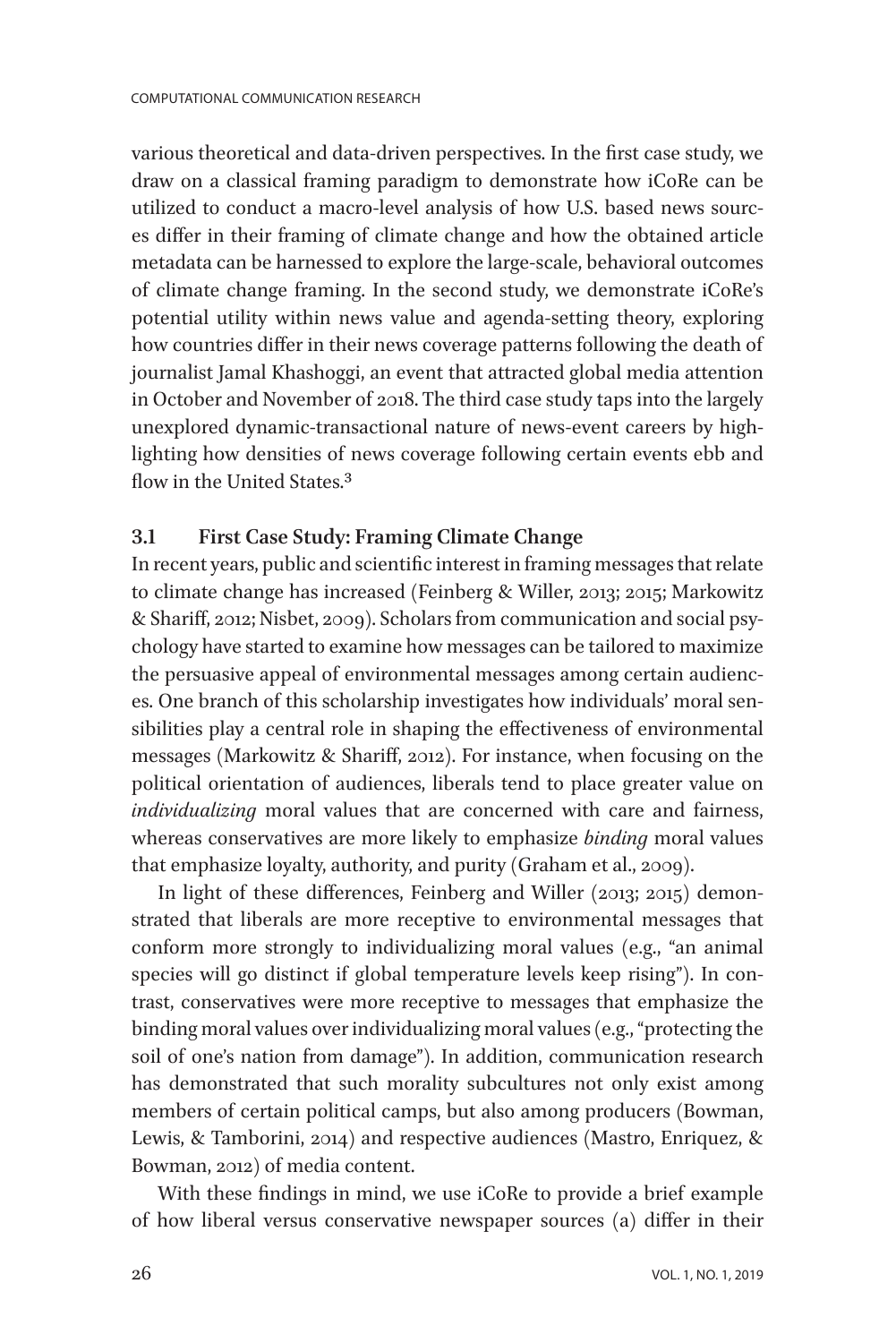various theoretical and data-driven perspectives. In the first case study, we draw on a classical framing paradigm to demonstrate how iCoRe can be utilized to conduct a macro-level analysis of how U.S. based news sources differ in their framing of climate change and how the obtained article metadata can be harnessed to explore the large-scale, behavioral outcomes of climate change framing. In the second study, we demonstrate iCoRe's potential utility within news value and agenda-setting theory, exploring how countries differ in their news coverage patterns following the death of journalist Jamal Khashoggi, an event that attracted global media attention in October and November of 2018. The third case study taps into the largely unexplored dynamic-transactional nature of news-event careers by highlighting how densities of news coverage following certain events ebb and flow in the United States.[3]

### 3.1 First Case Study: Framing Climate Change

In recent years, public and scientific interest in framing messages that relate to climate change has increased (Feinberg & Willer, 2013; 2015; Markowitz & Shariff, 2012; Nisbet, 2009). Scholars from communication and social psychology have started to examine how messages can be tailored to maximize the persuasive appeal of environmental messages among certain audiences. One branch of this scholarship investigates how individuals' moral sensibilities play a central role in shaping the effectiveness of environmental messages (Markowitz & Shariff, 2012). For instance, when focusing on the political orientation of audiences, liberals tend to place greater value on *individualizing* moral values that are concerned with care and fairness, whereas conservatives are more likely to emphasize *binding* moral values that emphasize loyalty, authority, and purity (Graham et al., 2009).

In light of these differences, Feinberg and Willer (2013; 2015) demonstrated that liberals are more receptive to environmental messages that conform more strongly to individualizing moral values (e.g., "an animal species will go distinct if global temperature levels keep rising"). In contrast, conservatives were more receptive to messages that emphasize the binding moral values over individualizing moral values (e.g., "protecting the soil of one's nation from damage"). In addition, communication research has demonstrated that such morality subcultures not only exist among members of certain political camps, but also among producers (Bowman, Lewis, & Tamborini, 2014) and respective audiences (Mastro, Enriquez, & Bowman, 2012) of media content.

With these findings in mind, we use iCoRe to provide a brief example of how liberal versus conservative newspaper sources (a) differ in their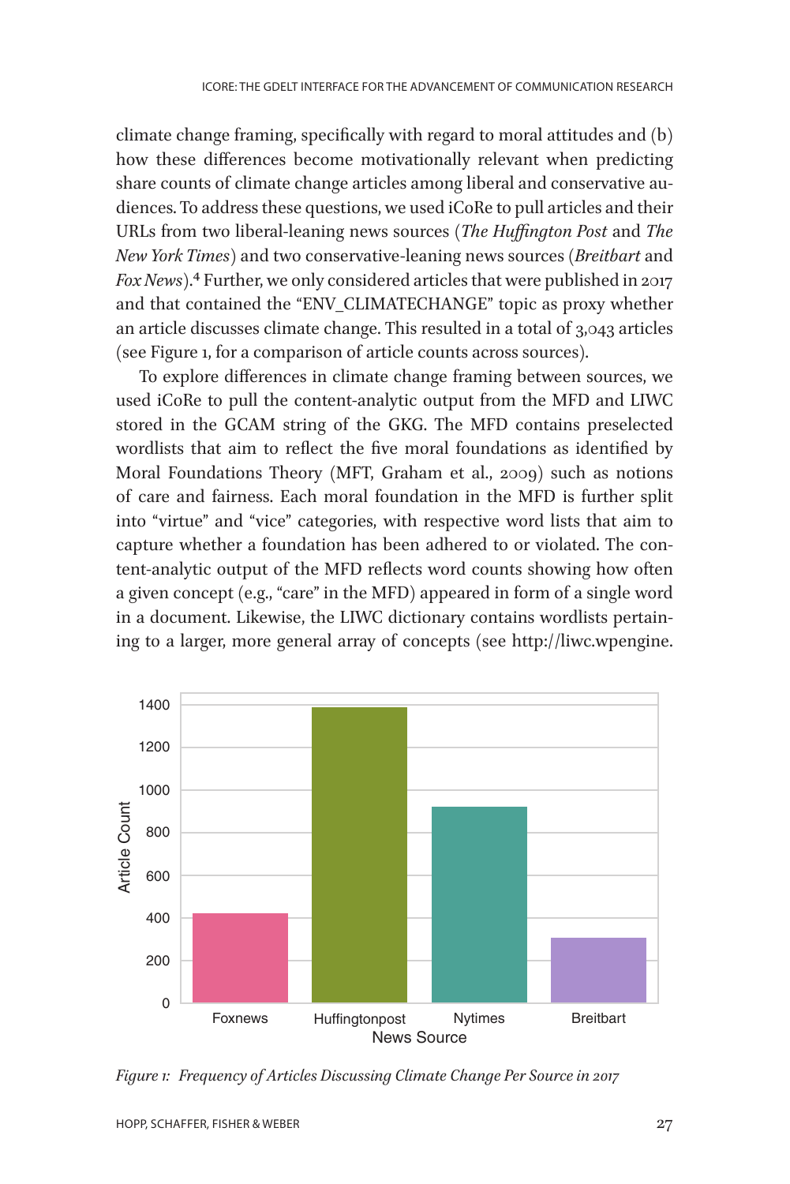climate change framing, specifically with regard to moral attitudes and (b) how these differences become motivationally relevant when predicting share counts of climate change articles among liberal and conservative audiences. To address these questions, we used iCoRe to pull articles and their URLs from two liberal-leaning news sources (*The Huffington Post* and *The New York Times*) and two conservative-leaning news sources (*Breitbart* and *Fox News*).[4] Further, we only considered articles that were published in 2017 and that contained the "ENV_CLIMATECHANGE" topic as proxy whether an article discusses climate change. This resulted in a total of 3,043 articles (see Figure 1, for a comparison of article counts across sources).

To explore differences in climate change framing between sources, we used iCoRe to pull the content-analytic output from the MFD and LIWC stored in the GCAM string of the GKG. The MFD contains preselected wordlists that aim to reflect the five moral foundations as identified by Moral Foundations Theory (MFT, Graham et al., 2009) such as notions of care and fairness. Each moral foundation in the MFD is further split into "virtue" and "vice" categories, with respective word lists that aim to capture whether a foundation has been adhered to or violated. The content-analytic output of the MFD reflects word counts showing how often a given concept (e.g., "care" in the MFD) appeared in form of a single word in a document. Likewise, the LIWC dictionary contains wordlists pertaining to a larger, more general array of concepts (see http://liwc.wpengine.

*Figure 1: Frequency of Articles Discussing Climate Change Per Source in 2017*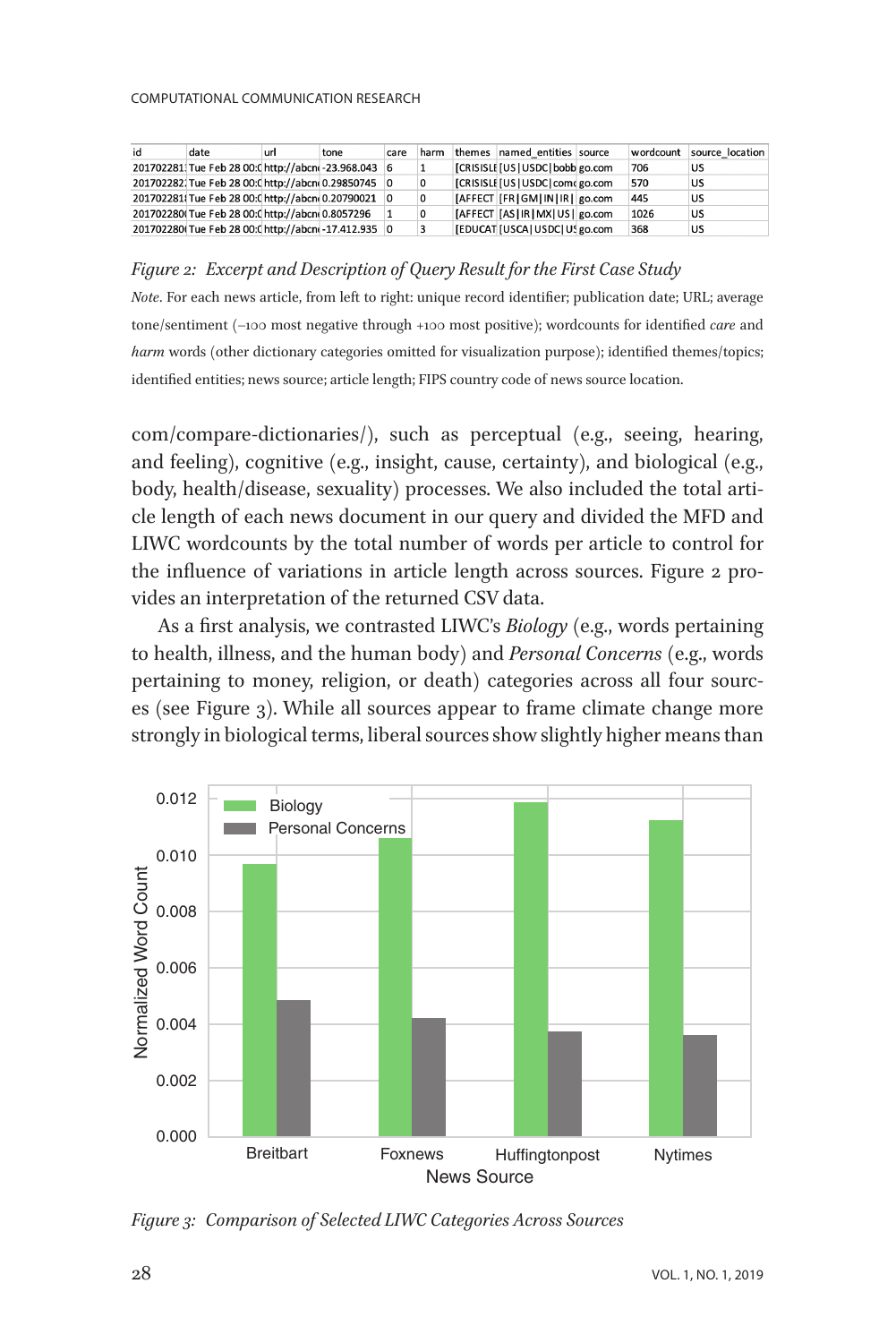| id | date | url | tone | care | harm | themes | named_entities | source | wordcount | source_location |
|---|---|---|---|---|---|---|---|---|---|---|
| 201702281 | Tue Feb 28 00:0 | http://abcn | -23.968.043 | 6 | 1 | [CRISISLE | [US\|USDC\|bobb | go.com | 706 | US |
| 201702282 | Tue Feb 28 00:0 | http://abcn | 0.29850745 | 0 | 0 | [CRISISLE | [US\|USDC\|com | go.com | 570 | US |
| 201702281 | Tue Feb 28 00:0 | http://abcn | 0.20790021 | 0 | 0 | [AFFECT | [FR\|GM\|IN\|IR\| | go.com | 445 | US |
| 201702280 | Tue Feb 28 00:0 | http://abcn | 0.8057296 | 1 | 0 | [AFFECT | [AS\|IR\|MX\|US\| | go.com | 1026 | US |
| 201702280 | Tue Feb 28 00:0 | http://abcn | -17.412.935 | 0 | 3 | [EDUCAT | [USCA\|USDC\|US | go.com | 368 | US |

*Figure 2: Excerpt and Description of Query Result for the First Case Study*

*Note*. For each news article, from left to right: unique record identifier; publication date; URL; average tone/sentiment (–100 most negative through +100 most positive); wordcounts for identified *care* and *harm* words (other dictionary categories omitted for visualization purpose); identified themes/topics; identified entities; news source; article length; FIPS country code of news source location.

com/compare-dictionaries/), such as perceptual (e.g., seeing, hearing, and feeling), cognitive (e.g., insight, cause, certainty), and biological (e.g., body, health/disease, sexuality) processes. We also included the total article length of each news document in our query and divided the MFD and LIWC wordcounts by the total number of words per article to control for the influence of variations in article length across sources. Figure 2 provides an interpretation of the returned CSV data.

As a first analysis, we contrasted LIWC's *Biology* (e.g., words pertaining to health, illness, and the human body) and *Personal Concerns* (e.g., words pertaining to money, religion, or death) categories across all four sources (see Figure 3). While all sources appear to frame climate change more strongly in biological terms, liberal sources show slightly higher means than

*Figure 3: Comparison of Selected LIWC Categories Across Sources*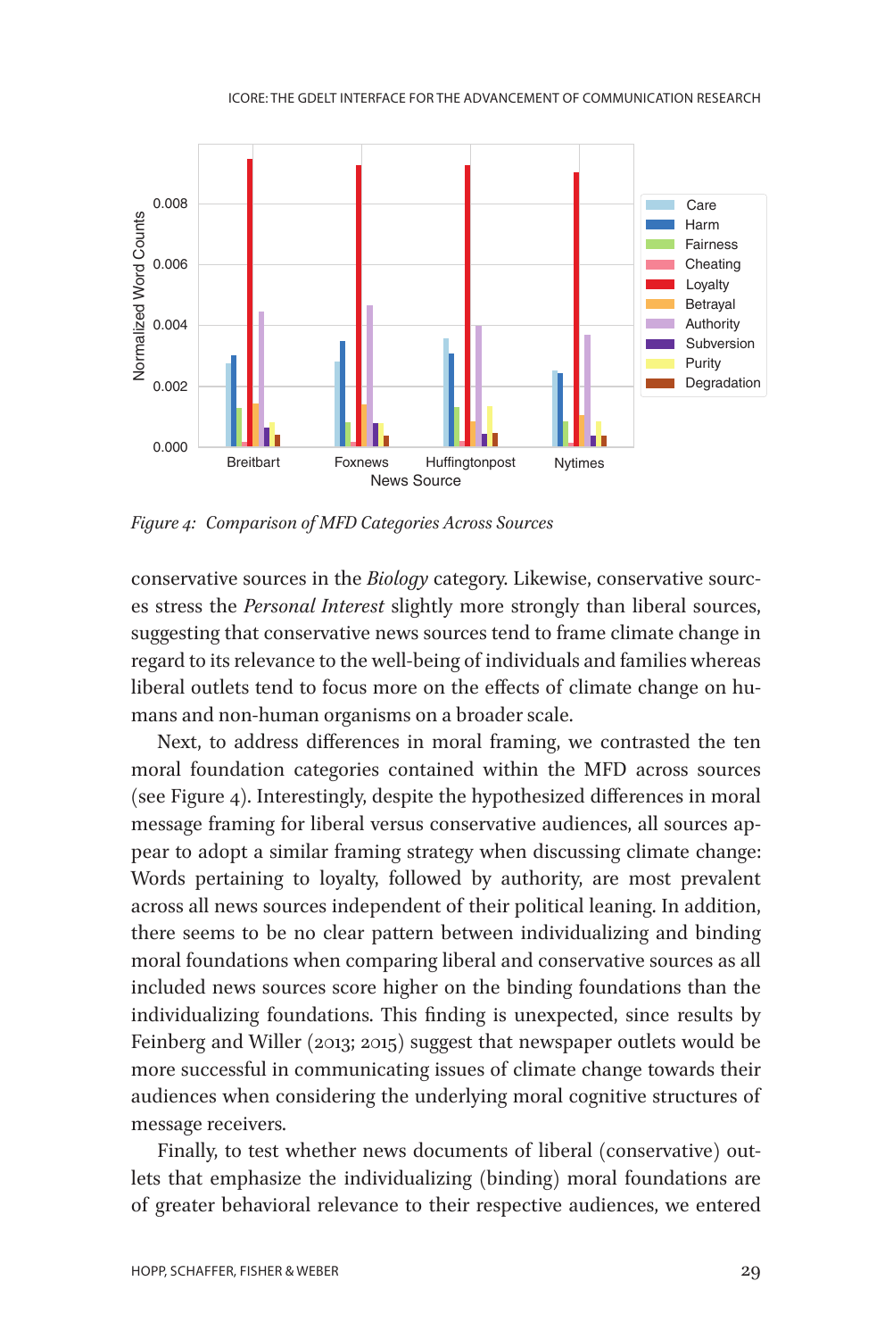*Figure 4: Comparison of MFD Categories Across Sources*

conservative sources in the *Biology* category. Likewise, conservative sources stress the *Personal Interest* slightly more strongly than liberal sources, suggesting that conservative news sources tend to frame climate change in regard to its relevance to the well-being of individuals and families whereas liberal outlets tend to focus more on the effects of climate change on humans and non-human organisms on a broader scale.

Next, to address differences in moral framing, we contrasted the ten moral foundation categories contained within the MFD across sources (see Figure 4). Interestingly, despite the hypothesized differences in moral message framing for liberal versus conservative audiences, all sources appear to adopt a similar framing strategy when discussing climate change: Words pertaining to loyalty, followed by authority, are most prevalent across all news sources independent of their political leaning. In addition, there seems to be no clear pattern between individualizing and binding moral foundations when comparing liberal and conservative sources as all included news sources score higher on the binding foundations than the individualizing foundations. This finding is unexpected, since results by Feinberg and Willer (2013; 2015) suggest that newspaper outlets would be more successful in communicating issues of climate change towards their audiences when considering the underlying moral cognitive structures of message receivers.

Finally, to test whether news documents of liberal (conservative) outlets that emphasize the individualizing (binding) moral foundations are of greater behavioral relevance to their respective audiences, we entered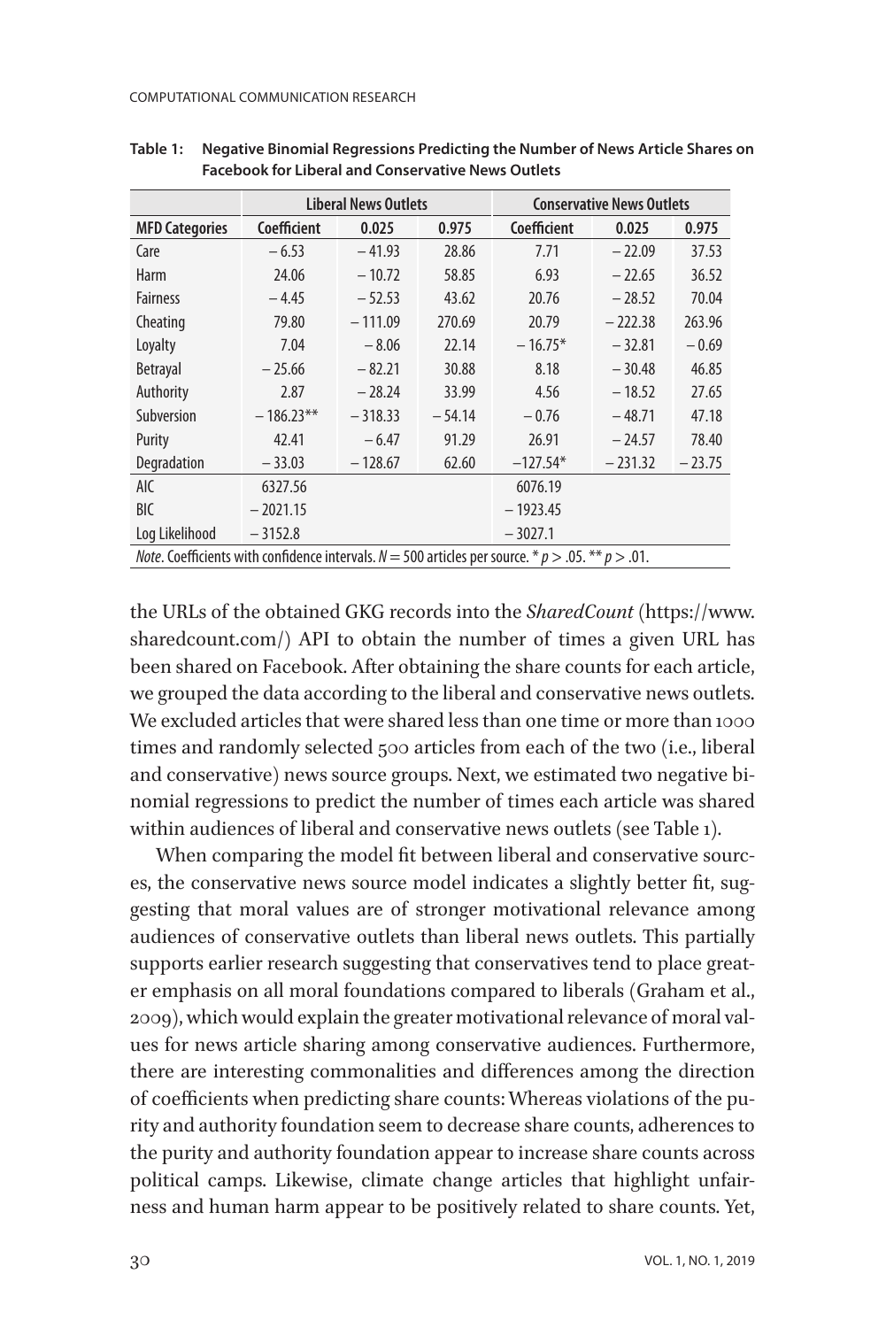**Table 1: Negative Binomial Regressions Predicting the Number of News Article Shares on Facebook for Liberal and Conservative News Outlets**

| | Liberal News Outlets | | | Conservative News Outlets | | |
|---|---|---|---|---|---|---|
| **MFD Categories** | **Coefficient** | **0.025** | **0.975** | **Coefficient** | **0.025** | **0.975** |
| Care | − 6.53 | − 41.93 | 28.86 | 7.71 | − 22.09 | 37.53 |
| Harm | 24.06 | − 10.72 | 58.85 | 6.93 | − 22.65 | 36.52 |
| Fairness | − 4.45 | − 52.53 | 43.62 | 20.76 | − 28.52 | 70.04 |
| Cheating | 79.80 | − 111.09 | 270.69 | 20.79 | − 222.38 | 263.96 |
| Loyalty | 7.04 | − 8.06 | 22.14 | − 16.75* | − 32.81 | − 0.69 |
| Betrayal | − 25.66 | − 82.21 | 30.88 | 8.18 | − 30.48 | 46.85 |
| Authority | 2.87 | − 28.24 | 33.99 | 4.56 | − 18.52 | 27.65 |
| Subversion | − 186.23** | − 318.33 | − 54.14 | − 0.76 | − 48.71 | 47.18 |
| Purity | 42.41 | − 6.47 | 91.29 | 26.91 | − 24.57 | 78.40 |
| Degradation | − 33.03 | − 128.67 | 62.60 | −127.54* | − 231.32 | − 23.75 |
| AIC | 6327.56 | | | 6076.19 | | |
| BIC | − 2021.15 | | | − 1923.45 | | |
| Log Likelihood | − 3152.8 | | | − 3027.1 | | |

*Note*. Coefficients with confidence intervals. $N = 500$ articles per source. * $p > .05$. ** $p > .01$.

the URLs of the obtained GKG records into the *SharedCount* (https://www.sharedcount.com/) API to obtain the number of times a given URL has been shared on Facebook. After obtaining the share counts for each article, we grouped the data according to the liberal and conservative news outlets. We excluded articles that were shared less than one time or more than 1000 times and randomly selected 500 articles from each of the two (i.e., liberal and conservative) news source groups. Next, we estimated two negative binomial regressions to predict the number of times each article was shared within audiences of liberal and conservative news outlets (see Table 1).

When comparing the model fit between liberal and conservative sources, the conservative news source model indicates a slightly better fit, suggesting that moral values are of stronger motivational relevance among audiences of conservative outlets than liberal news outlets. This partially supports earlier research suggesting that conservatives tend to place greater emphasis on all moral foundations compared to liberals (Graham et al., 2009), which would explain the greater motivational relevance of moral values for news article sharing among conservative audiences. Furthermore, there are interesting commonalities and differences among the direction of coefficients when predicting share counts: Whereas violations of the purity and authority foundation seem to decrease share counts, adherences to the purity and authority foundation appear to increase share counts across political camps. Likewise, climate change articles that highlight unfairness and human harm appear to be positively related to share counts. Yet,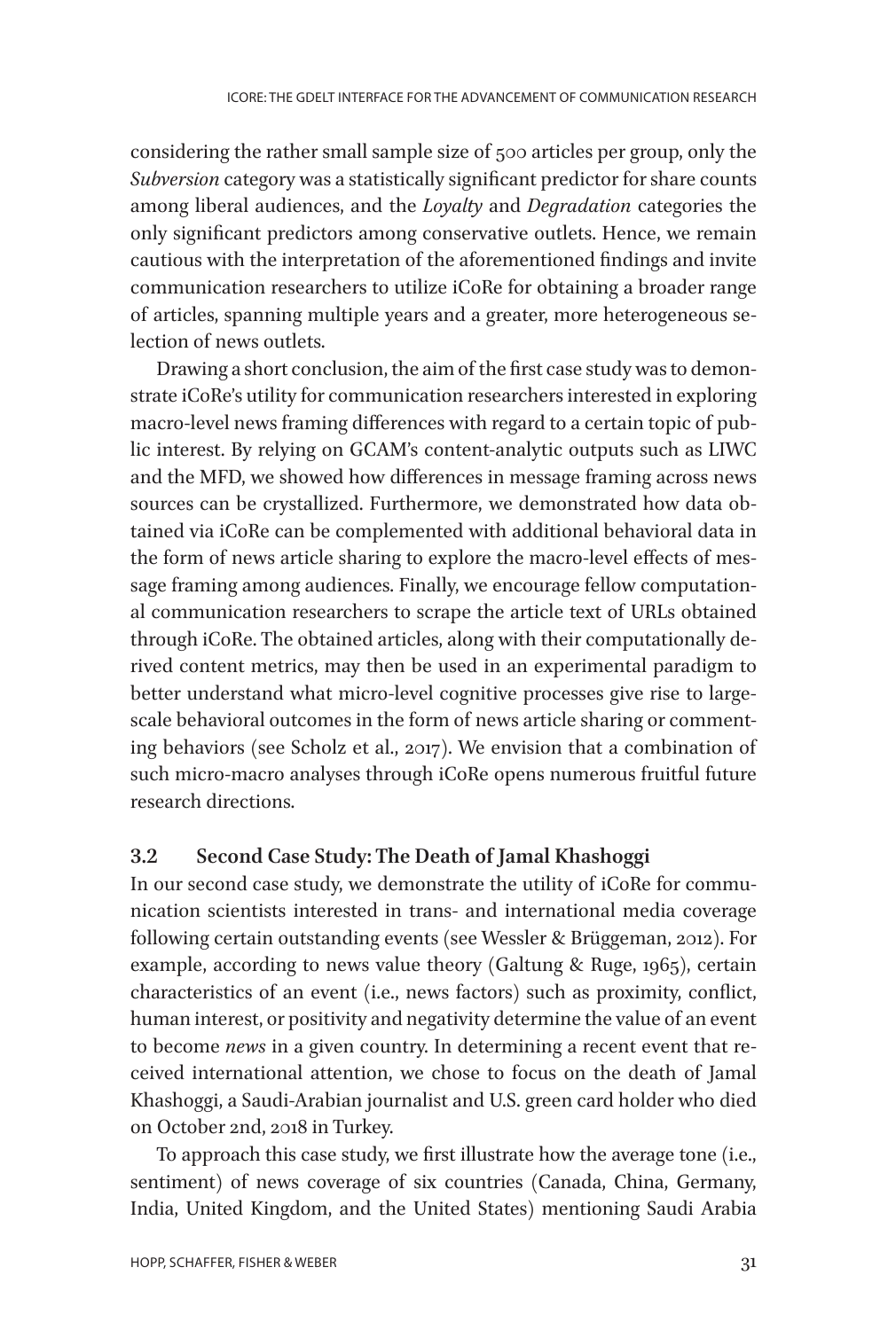considering the rather small sample size of 500 articles per group, only the *Subversion* category was a statistically significant predictor for share counts among liberal audiences, and the *Loyalty* and *Degradation* categories the only significant predictors among conservative outlets. Hence, we remain cautious with the interpretation of the aforementioned findings and invite communication researchers to utilize iCoRe for obtaining a broader range of articles, spanning multiple years and a greater, more heterogeneous selection of news outlets.

Drawing a short conclusion, the aim of the first case study was to demonstrate iCoRe's utility for communication researchers interested in exploring macro-level news framing differences with regard to a certain topic of public interest. By relying on GCAM's content-analytic outputs such as LIWC and the MFD, we showed how differences in message framing across news sources can be crystallized. Furthermore, we demonstrated how data obtained via iCoRe can be complemented with additional behavioral data in the form of news article sharing to explore the macro-level effects of message framing among audiences. Finally, we encourage fellow computational communication researchers to scrape the article text of URLs obtained through iCoRe. The obtained articles, along with their computationally derived content metrics, may then be used in an experimental paradigm to better understand what micro-level cognitive processes give rise to large-scale behavioral outcomes in the form of news article sharing or commenting behaviors (see Scholz et al., 2017). We envision that a combination of such micro-macro analyses through iCoRe opens numerous fruitful future research directions.

### 3.2 Second Case Study: The Death of Jamal Khashoggi

In our second case study, we demonstrate the utility of iCoRe for communication scientists interested in trans- and international media coverage following certain outstanding events (see Wessler & Brüggeman, 2012). For example, according to news value theory (Galtung & Ruge, 1965), certain characteristics of an event (i.e., news factors) such as proximity, conflict, human interest, or positivity and negativity determine the value of an event to become *news* in a given country. In determining a recent event that received international attention, we chose to focus on the death of Jamal Khashoggi, a Saudi-Arabian journalist and U.S. green card holder who died on October 2nd, 2018 in Turkey.

To approach this case study, we first illustrate how the average tone (i.e., sentiment) of news coverage of six countries (Canada, China, Germany, India, United Kingdom, and the United States) mentioning Saudi Arabia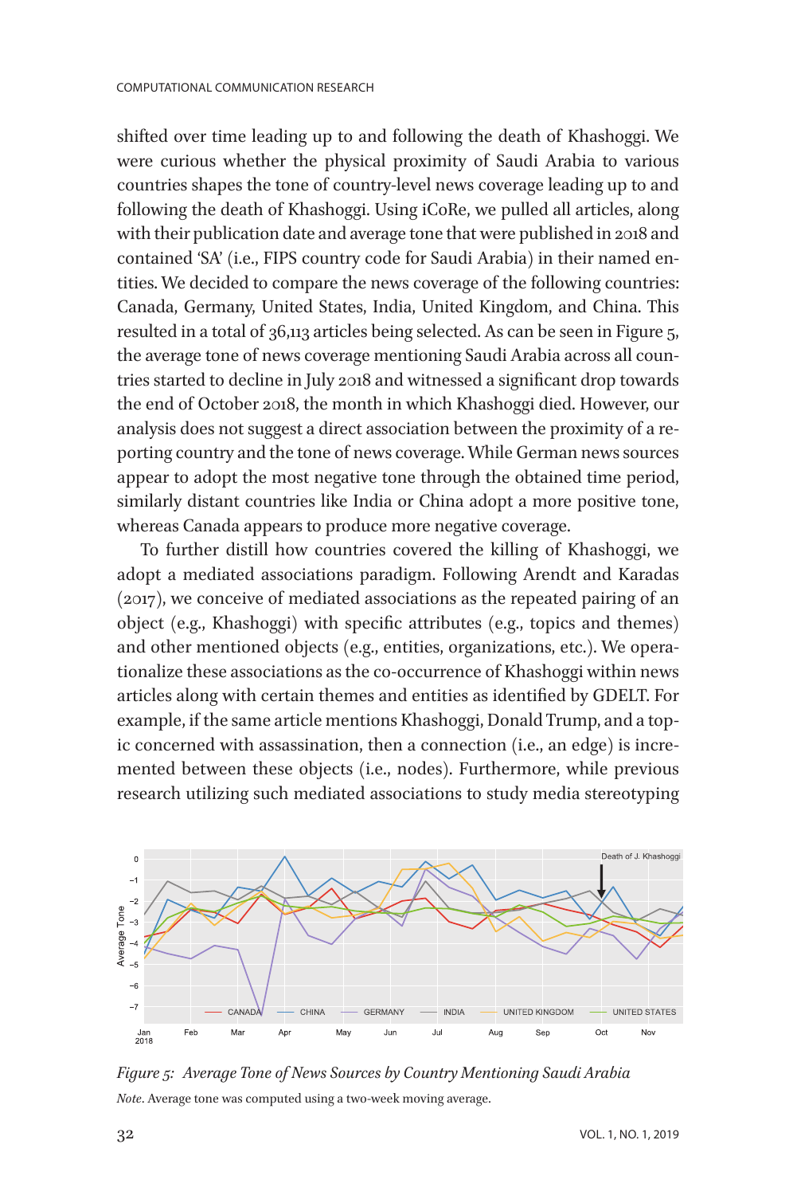shifted over time leading up to and following the death of Khashoggi. We were curious whether the physical proximity of Saudi Arabia to various countries shapes the tone of country-level news coverage leading up to and following the death of Khashoggi. Using iCoRe, we pulled all articles, along with their publication date and average tone that were published in 2018 and contained 'SA' (i.e., FIPS country code for Saudi Arabia) in their named entities. We decided to compare the news coverage of the following countries: Canada, Germany, United States, India, United Kingdom, and China. This resulted in a total of 36,113 articles being selected. As can be seen in Figure 5, the average tone of news coverage mentioning Saudi Arabia across all countries started to decline in July 2018 and witnessed a significant drop towards the end of October 2018, the month in which Khashoggi died. However, our analysis does not suggest a direct association between the proximity of a reporting country and the tone of news coverage. While German news sources appear to adopt the most negative tone through the obtained time period, similarly distant countries like India or China adopt a more positive tone, whereas Canada appears to produce more negative coverage.

To further distill how countries covered the killing of Khashoggi, we adopt a mediated associations paradigm. Following Arendt and Karadas (2017), we conceive of mediated associations as the repeated pairing of an object (e.g., Khashoggi) with specific attributes (e.g., topics and themes) and other mentioned objects (e.g., entities, organizations, etc.). We operationalize these associations as the co-occurrence of Khashoggi within news articles along with certain themes and entities as identified by GDELT. For example, if the same article mentions Khashoggi, Donald Trump, and a topic concerned with assassination, then a connection (i.e., an edge) is incremented between these objects (i.e., nodes). Furthermore, while previous research utilizing such mediated associations to study media stereotyping

*Figure 5: Average Tone of News Sources by Country Mentioning Saudi Arabia*

*Note.* Average tone was computed using a two-week moving average.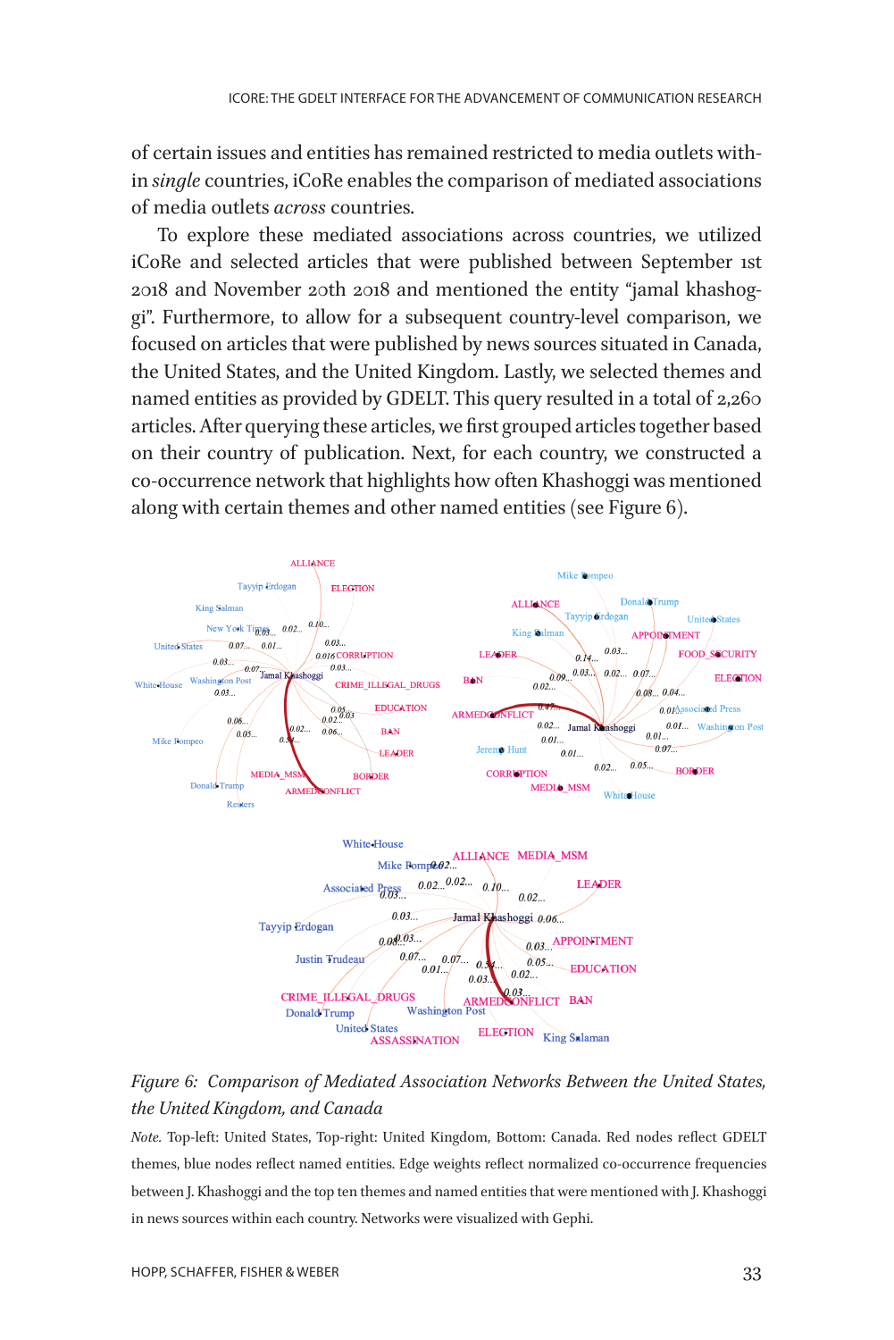of certain issues and entities has remained restricted to media outlets within *single* countries, iCoRe enables the comparison of mediated associations of media outlets *across* countries.

To explore these mediated associations across countries, we utilized iCoRe and selected articles that were published between September 1st 2018 and November 20th 2018 and mentioned the entity "jamal khashoggi". Furthermore, to allow for a subsequent country-level comparison, we focused on articles that were published by news sources situated in Canada, the United States, and the United Kingdom. Lastly, we selected themes and named entities as provided by GDELT. This query resulted in a total of 2,260 articles. After querying these articles, we first grouped articles together based on their country of publication. Next, for each country, we constructed a co-occurrence network that highlights how often Khashoggi was mentioned along with certain themes and other named entities (see Figure 6).

*Figure 6: Comparison of Mediated Association Networks Between the United States, the United Kingdom, and Canada*

*Note.* Top-left: United States, Top-right: United Kingdom, Bottom: Canada. Red nodes reflect GDELT themes, blue nodes reflect named entities. Edge weights reflect normalized co-occurrence frequencies between J. Khashoggi and the top ten themes and named entities that were mentioned with J. Khashoggi in news sources within each country. Networks were visualized with Gephi.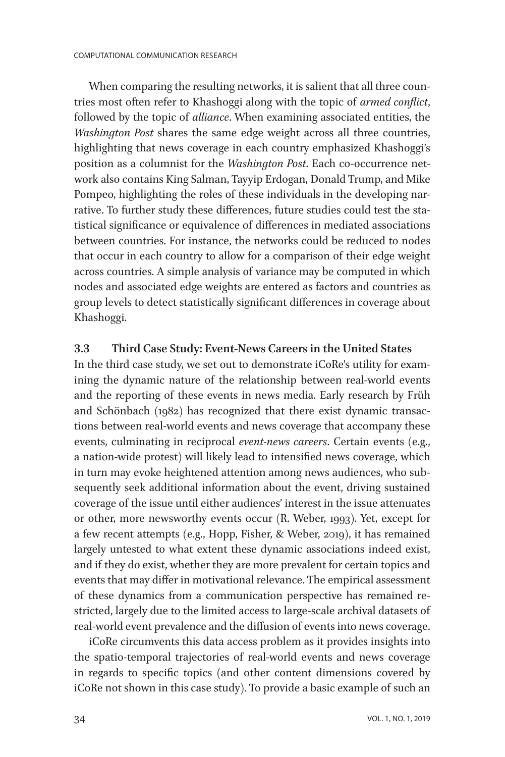When comparing the resulting networks, it is salient that all three countries most often refer to Khashoggi along with the topic of *armed conflict*, followed by the topic of *alliance*. When examining associated entities, the *Washington Post* shares the same edge weight across all three countries, highlighting that news coverage in each country emphasized Khashoggi's position as a columnist for the *Washington Post*. Each co-occurrence network also contains King Salman, Tayyip Erdogan, Donald Trump, and Mike Pompeo, highlighting the roles of these individuals in the developing narrative. To further study these differences, future studies could test the statistical significance or equivalence of differences in mediated associations between countries. For instance, the networks could be reduced to nodes that occur in each country to allow for a comparison of their edge weight across countries. A simple analysis of variance may be computed in which nodes and associated edge weights are entered as factors and countries as group levels to detect statistically significant differences in coverage about Khashoggi.

### 3.3 Third Case Study: Event-News Careers in the United States

In the third case study, we set out to demonstrate iCoRe's utility for examining the dynamic nature of the relationship between real-world events and the reporting of these events in news media. Early research by Früh and Schönbach (1982) has recognized that there exist dynamic transactions between real-world events and news coverage that accompany these events, culminating in reciprocal *event-news careers*. Certain events (e.g., a nation-wide protest) will likely lead to intensified news coverage, which in turn may evoke heightened attention among news audiences, who subsequently seek additional information about the event, driving sustained coverage of the issue until either audiences' interest in the issue attenuates or other, more newsworthy events occur (R. Weber, 1993). Yet, except for a few recent attempts (e.g., Hopp, Fisher, & Weber, 2019), it has remained largely untested to what extent these dynamic associations indeed exist, and if they do exist, whether they are more prevalent for certain topics and events that may differ in motivational relevance. The empirical assessment of these dynamics from a communication perspective has remained restricted, largely due to the limited access to large-scale archival datasets of real-world event prevalence and the diffusion of events into news coverage.

iCoRe circumvents this data access problem as it provides insights into the spatio-temporal trajectories of real-world events and news coverage in regards to specific topics (and other content dimensions covered by iCoRe not shown in this case study). To provide a basic example of such an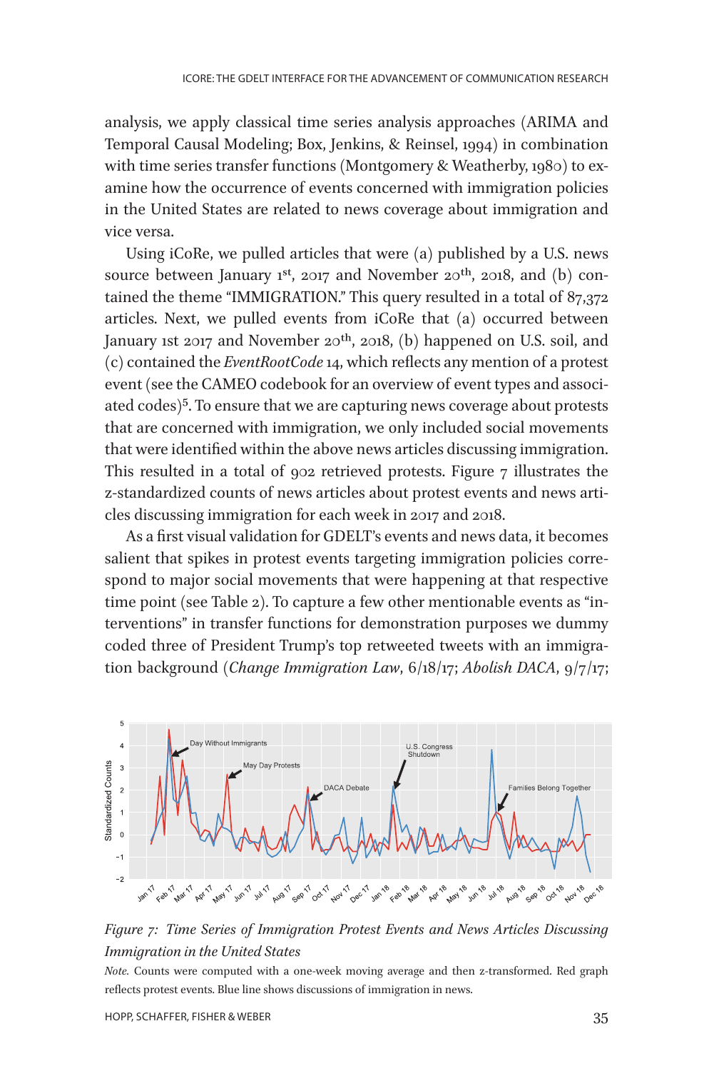analysis, we apply classical time series analysis approaches (ARIMA and Temporal Causal Modeling; Box, Jenkins, & Reinsel, 1994) in combination with time series transfer functions (Montgomery & Weatherby, 1980) to examine how the occurrence of events concerned with immigration policies in the United States are related to news coverage about immigration and vice versa.

Using iCoRe, we pulled articles that were (a) published by a U.S. news source between January 1[st], 2017 and November 20[th], 2018, and (b) contained the theme "IMMIGRATION." This query resulted in a total of 87,372 articles. Next, we pulled events from iCoRe that (a) occurred between January 1st 2017 and November 20[th], 2018, (b) happened on U.S. soil, and (c) contained the *EventRootCode* 14, which reflects any mention of a protest event (see the CAMEO codebook for an overview of event types and associated codes)[5]. To ensure that we are capturing news coverage about protests that are concerned with immigration, we only included social movements that were identified within the above news articles discussing immigration. This resulted in a total of 902 retrieved protests. Figure 7 illustrates the z-standardized counts of news articles about protest events and news articles discussing immigration for each week in 2017 and 2018.

As a first visual validation for GDELT's events and news data, it becomes salient that spikes in protest events targeting immigration policies correspond to major social movements that were happening at that respective time point (see Table 2). To capture a few other mentionable events as "interventions" in transfer functions for demonstration purposes we dummy coded three of President Trump's top retweeted tweets with an immigration background (*Change Immigration Law*, 6/18/17; *Abolish DACA*, 9/7/17;

*Figure 7: Time Series of Immigration Protest Events and News Articles Discussing Immigration in the United States*

*Note.* Counts were computed with a one-week moving average and then z-transformed. Red graph reflects protest events. Blue line shows discussions of immigration in news.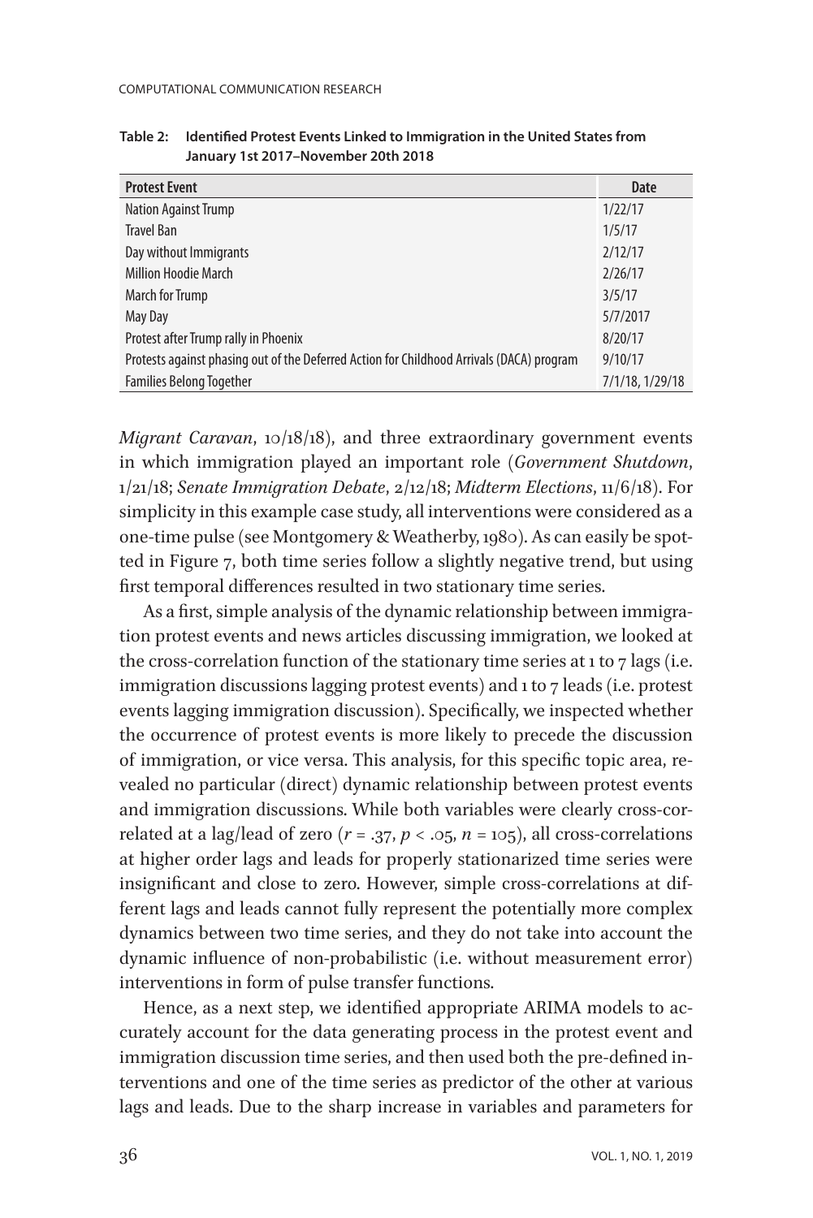**Table 2: Identified Protest Events Linked to Immigration in the United States from January 1st 2017–November 20th 2018**

| Protest Event | Date |
|---|---|
| Nation Against Trump | 1/22/17 |
| Travel Ban | 1/5/17 |
| Day without Immigrants | 2/12/17 |
| Million Hoodie March | 2/26/17 |
| March for Trump | 3/5/17 |
| May Day | 5/7/2017 |
| Protest after Trump rally in Phoenix | 8/20/17 |
| Protests against phasing out of the Deferred Action for Childhood Arrivals (DACA) program | 9/10/17 |
| Families Belong Together | 7/1/18, 1/29/18 |

*Migrant Caravan*, 10/18/18), and three extraordinary government events in which immigration played an important role (*Government Shutdown*, 1/21/18; *Senate Immigration Debate*, 2/12/18; *Midterm Elections*, 11/6/18). For simplicity in this example case study, all interventions were considered as a one-time pulse (see Montgomery & Weatherby, 1980). As can easily be spotted in Figure 7, both time series follow a slightly negative trend, but using first temporal differences resulted in two stationary time series.

As a first, simple analysis of the dynamic relationship between immigration protest events and news articles discussing immigration, we looked at the cross-correlation function of the stationary time series at 1 to 7 lags (i.e. immigration discussions lagging protest events) and 1 to 7 leads (i.e. protest events lagging immigration discussion). Specifically, we inspected whether the occurrence of protest events is more likely to precede the discussion of immigration, or vice versa. This analysis, for this specific topic area, revealed no particular (direct) dynamic relationship between protest events and immigration discussions. While both variables were clearly cross-correlated at a lag/lead of zero ($r = .37$, $p < .05$, $n = 105$), all cross-correlations at higher order lags and leads for properly stationarized time series were insignificant and close to zero. However, simple cross-correlations at different lags and leads cannot fully represent the potentially more complex dynamics between two time series, and they do not take into account the dynamic influence of non-probabilistic (i.e. without measurement error) interventions in form of pulse transfer functions.

Hence, as a next step, we identified appropriate ARIMA models to accurately account for the data generating process in the protest event and immigration discussion time series, and then used both the pre-defined interventions and one of the time series as predictor of the other at various lags and leads. Due to the sharp increase in variables and parameters for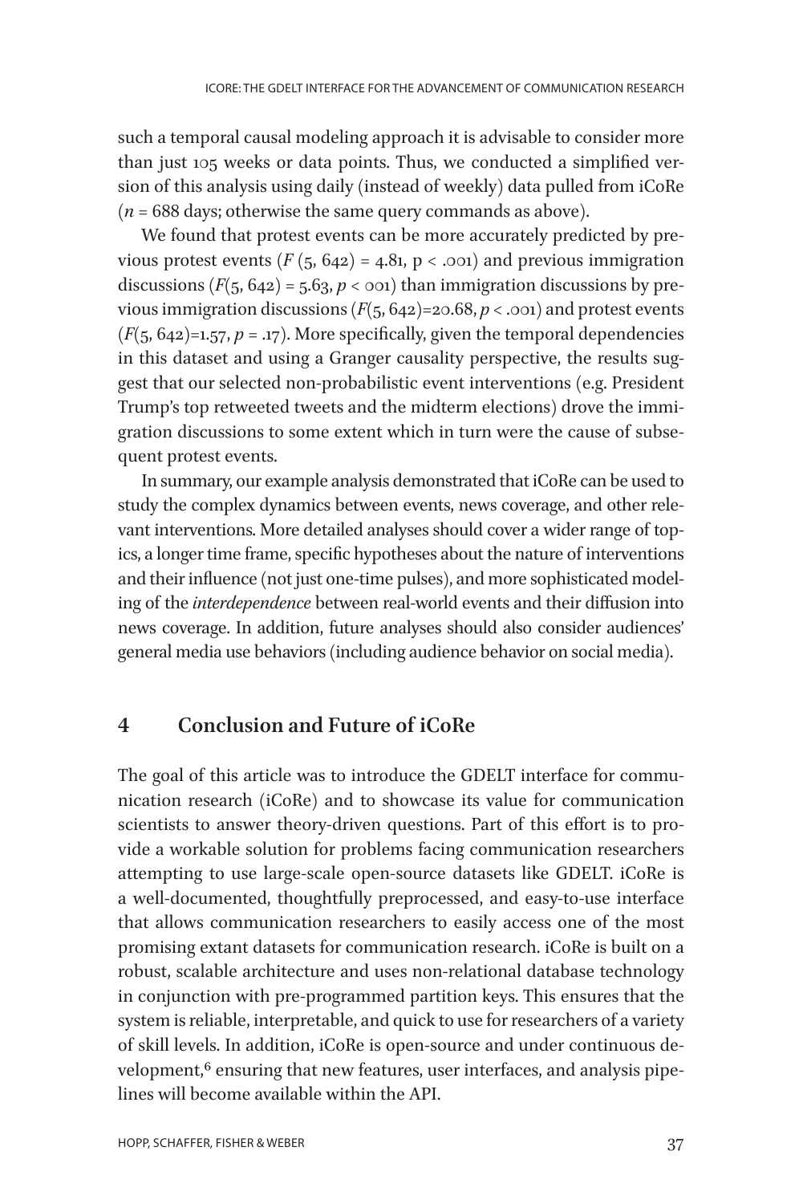such a temporal causal modeling approach it is advisable to consider more than just 105 weeks or data points. Thus, we conducted a simplified version of this analysis using daily (instead of weekly) data pulled from iCoRe ($n$ = 688 days; otherwise the same query commands as above).

We found that protest events can be more accurately predicted by previous protest events ($F$ (5, 642) = 4.81, p < .001) and previous immigration discussions ($F$(5, 642) = 5.63, $p$ < 001) than immigration discussions by previous immigration discussions ($F$(5, 642)=20.68, $p$ < .001) and protest events ($F$(5, 642)=1.57, $p$ = .17). More specifically, given the temporal dependencies in this dataset and using a Granger causality perspective, the results suggest that our selected non-probabilistic event interventions (e.g. President Trump's top retweeted tweets and the midterm elections) drove the immigration discussions to some extent which in turn were the cause of subsequent protest events.

In summary, our example analysis demonstrated that iCoRe can be used to study the complex dynamics between events, news coverage, and other relevant interventions. More detailed analyses should cover a wider range of topics, a longer time frame, specific hypotheses about the nature of interventions and their influence (not just one-time pulses), and more sophisticated modeling of the *interdependence* between real-world events and their diffusion into news coverage. In addition, future analyses should also consider audiences' general media use behaviors (including audience behavior on social media).

## 4 Conclusion and Future of iCoRe

The goal of this article was to introduce the GDELT interface for communication research (iCoRe) and to showcase its value for communication scientists to answer theory-driven questions. Part of this effort is to provide a workable solution for problems facing communication researchers attempting to use large-scale open-source datasets like GDELT. iCoRe is a well-documented, thoughtfully preprocessed, and easy-to-use interface that allows communication researchers to easily access one of the most promising extant datasets for communication research. iCoRe is built on a robust, scalable architecture and uses non-relational database technology in conjunction with pre-programmed partition keys. This ensures that the system is reliable, interpretable, and quick to use for researchers of a variety of skill levels. In addition, iCoRe is open-source and under continuous development,[6] ensuring that new features, user interfaces, and analysis pipelines will become available within the API.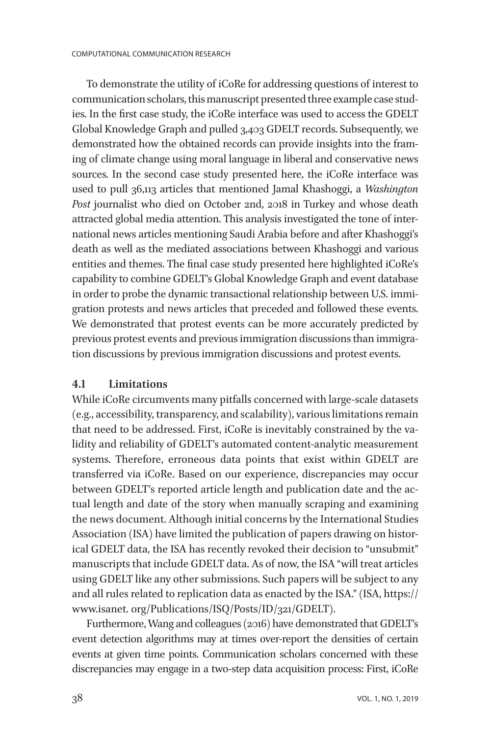To demonstrate the utility of iCoRe for addressing questions of interest to communication scholars, this manuscript presented three example case studies. In the first case study, the iCoRe interface was used to access the GDELT Global Knowledge Graph and pulled 3,403 GDELT records. Subsequently, we demonstrated how the obtained records can provide insights into the framing of climate change using moral language in liberal and conservative news sources. In the second case study presented here, the iCoRe interface was used to pull 36,113 articles that mentioned Jamal Khashoggi, a *Washington Post* journalist who died on October 2nd, 2018 in Turkey and whose death attracted global media attention. This analysis investigated the tone of international news articles mentioning Saudi Arabia before and after Khashoggi's death as well as the mediated associations between Khashoggi and various entities and themes. The final case study presented here highlighted iCoRe's capability to combine GDELT's Global Knowledge Graph and event database in order to probe the dynamic transactional relationship between U.S. immigration protests and news articles that preceded and followed these events. We demonstrated that protest events can be more accurately predicted by previous protest events and previous immigration discussions than immigration discussions by previous immigration discussions and protest events.

### 4.1 Limitations

While iCoRe circumvents many pitfalls concerned with large-scale datasets (e.g., accessibility, transparency, and scalability), various limitations remain that need to be addressed. First, iCoRe is inevitably constrained by the validity and reliability of GDELT's automated content-analytic measurement systems. Therefore, erroneous data points that exist within GDELT are transferred via iCoRe. Based on our experience, discrepancies may occur between GDELT's reported article length and publication date and the actual length and date of the story when manually scraping and examining the news document. Although initial concerns by the International Studies Association (ISA) have limited the publication of papers drawing on historical GDELT data, the ISA has recently revoked their decision to "unsubmit" manuscripts that include GDELT data. As of now, the ISA "will treat articles using GDELT like any other submissions. Such papers will be subject to any and all rules related to replication data as enacted by the ISA." (ISA, https://www.isanet. org/Publications/ISQ/Posts/ID/321/GDELT).

Furthermore, Wang and colleagues (2016) have demonstrated that GDELT's event detection algorithms may at times over-report the densities of certain events at given time points. Communication scholars concerned with these discrepancies may engage in a two-step data acquisition process: First, iCoRe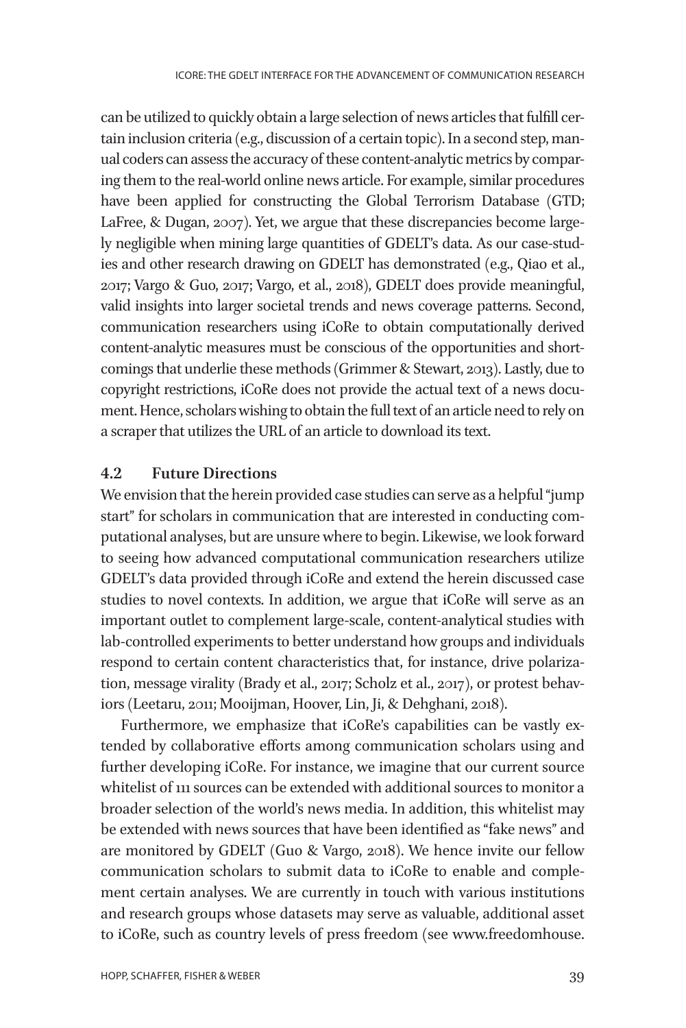can be utilized to quickly obtain a large selection of news articles that fulfill certain inclusion criteria (e.g., discussion of a certain topic). In a second step, manual coders can assess the accuracy of these content-analytic metrics by comparing them to the real-world online news article. For example, similar procedures have been applied for constructing the Global Terrorism Database (GTD; LaFree, & Dugan, 2007). Yet, we argue that these discrepancies become largely negligible when mining large quantities of GDELT's data. As our case-studies and other research drawing on GDELT has demonstrated (e.g., Qiao et al., 2017; Vargo & Guo, 2017; Vargo, et al., 2018), GDELT does provide meaningful, valid insights into larger societal trends and news coverage patterns. Second, communication researchers using iCoRe to obtain computationally derived content-analytic measures must be conscious of the opportunities and shortcomings that underlie these methods (Grimmer & Stewart, 2013). Lastly, due to copyright restrictions, iCoRe does not provide the actual text of a news document. Hence, scholars wishing to obtain the full text of an article need to rely on a scraper that utilizes the URL of an article to download its text.

### 4.2 Future Directions

We envision that the herein provided case studies can serve as a helpful "jump start" for scholars in communication that are interested in conducting computational analyses, but are unsure where to begin. Likewise, we look forward to seeing how advanced computational communication researchers utilize GDELT's data provided through iCoRe and extend the herein discussed case studies to novel contexts. In addition, we argue that iCoRe will serve as an important outlet to complement large-scale, content-analytical studies with lab-controlled experiments to better understand how groups and individuals respond to certain content characteristics that, for instance, drive polarization, message virality (Brady et al., 2017; Scholz et al., 2017), or protest behaviors (Leetaru, 2011; Mooijman, Hoover, Lin, Ji, & Dehghani, 2018).

Furthermore, we emphasize that iCoRe's capabilities can be vastly extended by collaborative efforts among communication scholars using and further developing iCoRe. For instance, we imagine that our current source whitelist of 111 sources can be extended with additional sources to monitor a broader selection of the world's news media. In addition, this whitelist may be extended with news sources that have been identified as "fake news" and are monitored by GDELT (Guo & Vargo, 2018). We hence invite our fellow communication scholars to submit data to iCoRe to enable and complement certain analyses. We are currently in touch with various institutions and research groups whose datasets may serve as valuable, additional asset to iCoRe, such as country levels of press freedom (see www.freedomhouse.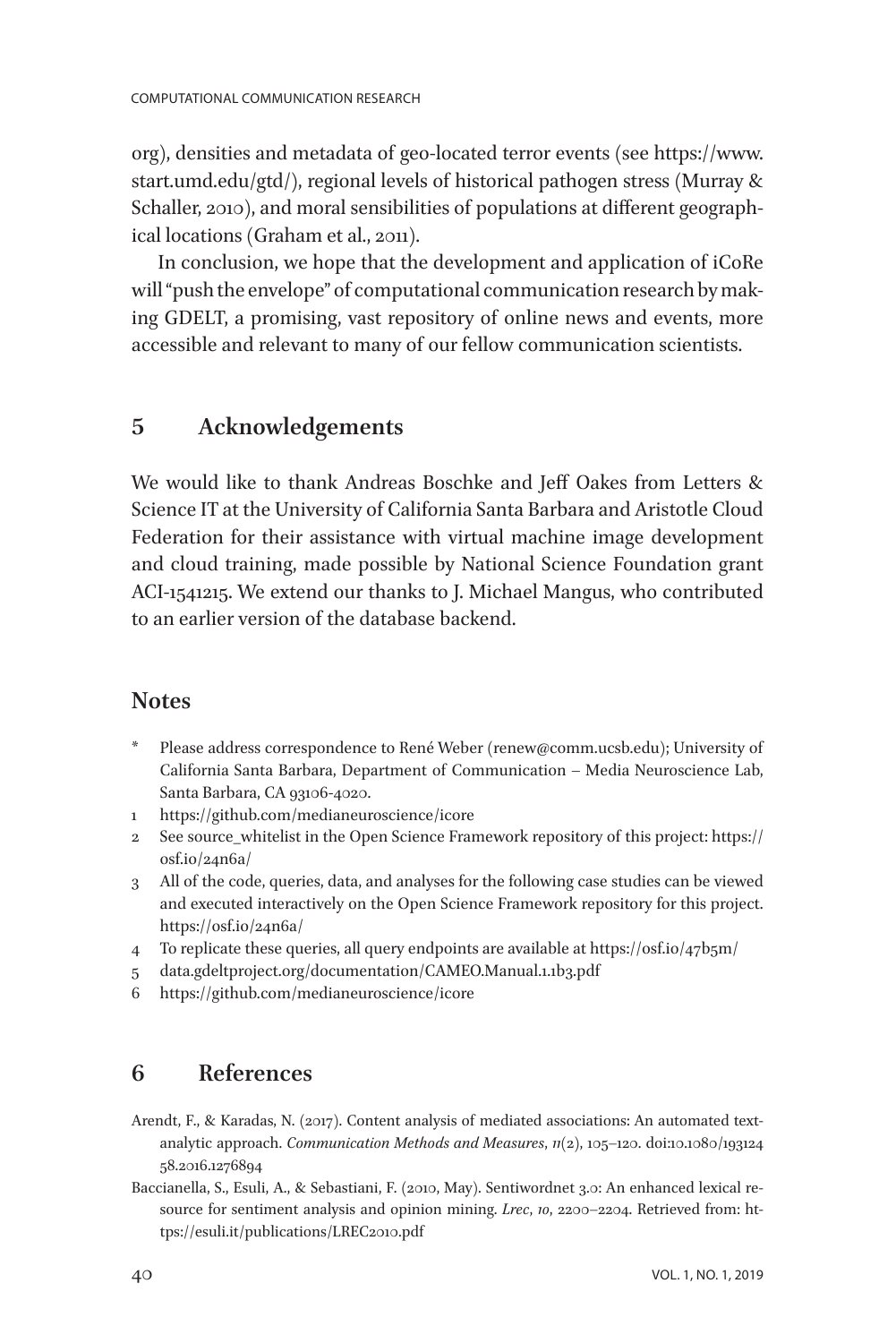org), densities and metadata of geo-located terror events (see https://www.start.umd.edu/gtd/), regional levels of historical pathogen stress (Murray & Schaller, 2010), and moral sensibilities of populations at different geographical locations (Graham et al., 2011).

In conclusion, we hope that the development and application of iCoRe will "push the envelope" of computational communication research by making GDELT, a promising, vast repository of online news and events, more accessible and relevant to many of our fellow communication scientists.

## 5 Acknowledgements

We would like to thank Andreas Boschke and Jeff Oakes from Letters & Science IT at the University of California Santa Barbara and Aristotle Cloud Federation for their assistance with virtual machine image development and cloud training, made possible by National Science Foundation grant ACI-1541215. We extend our thanks to J. Michael Mangus, who contributed to an earlier version of the database backend.

## Notes

- \* Please address correspondence to René Weber (renew@comm.ucsb.edu); University of California Santa Barbara, Department of Communication – Media Neuroscience Lab, Santa Barbara, CA 93106-4020.
- 1 https://github.com/medianeuroscience/icore
- 2 See source_whitelist in the Open Science Framework repository of this project: https://osf.io/24n6a/
- 3 All of the code, queries, data, and analyses for the following case studies can be viewed and executed interactively on the Open Science Framework repository for this project. https://osf.io/24n6a/
- 4 To replicate these queries, all query endpoints are available at https://osf.io/47b5m/
- 5 data.gdeltproject.org/documentation/CAMEO.Manual.1.1b3.pdf
- 6 https://github.com/medianeuroscience/icore

## 6 References

Arendt, F., & Karadas, N. (2017). Content analysis of mediated associations: An automated text-analytic approach. *Communication Methods and Measures*, *11*(2), 105–120. doi:10.1080/19312458.2016.1276894

Baccianella, S., Esuli, A., & Sebastiani, F. (2010, May). Sentiwordnet 3.0: An enhanced lexical resource for sentiment analysis and opinion mining. *Lrec*, *10*, 2200–2204. Retrieved from: https://esuli.it/publications/LREC2010.pdf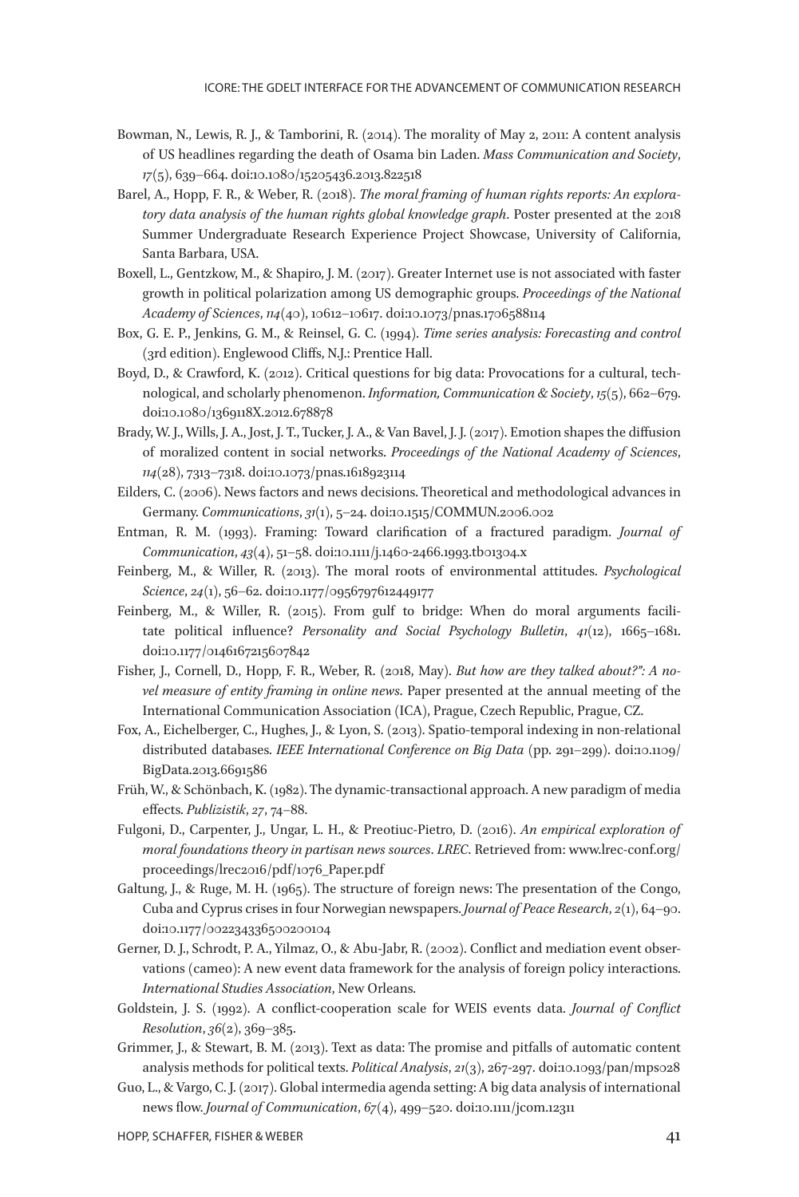Bowman, N., Lewis, R. J., & Tamborini, R. (2014). The morality of May 2, 2011: A content analysis of US headlines regarding the death of Osama bin Laden. *Mass Communication and Society*, *17*(5), 639–664. doi:10.1080/15205436.2013.822518

Barel, A., Hopp, F. R., & Weber, R. (2018). *The moral framing of human rights reports: An exploratory data analysis of the human rights global knowledge graph*. Poster presented at the 2018 Summer Undergraduate Research Experience Project Showcase, University of California, Santa Barbara, USA.

Boxell, L., Gentzkow, M., & Shapiro, J. M. (2017). Greater Internet use is not associated with faster growth in political polarization among US demographic groups. *Proceedings of the National Academy of Sciences*, *114*(40), 10612–10617. doi:10.1073/pnas.1706588114

Box, G. E. P., Jenkins, G. M., & Reinsel, G. C. (1994). *Time series analysis: Forecasting and control* (3rd edition). Englewood Cliffs, N.J.: Prentice Hall.

Boyd, D., & Crawford, K. (2012). Critical questions for big data: Provocations for a cultural, technological, and scholarly phenomenon. *Information, Communication & Society*, *15*(5), 662–679. doi:10.1080/1369118X.2012.678878

Brady, W. J., Wills, J. A., Jost, J. T., Tucker, J. A., & Van Bavel, J. J. (2017). Emotion shapes the diffusion of moralized content in social networks. *Proceedings of the National Academy of Sciences*, *114*(28), 7313–7318. doi:10.1073/pnas.1618923114

Eilders, C. (2006). News factors and news decisions. Theoretical and methodological advances in Germany. *Communications*, *31*(1), 5–24. doi:10.1515/COMMUN.2006.002

Entman, R. M. (1993). Framing: Toward clarification of a fractured paradigm. *Journal of Communication*, *43*(4), 51–58. doi:10.1111/j.1460-2466.1993.tb01304.x

Feinberg, M., & Willer, R. (2013). The moral roots of environmental attitudes. *Psychological Science*, *24*(1), 56–62. doi:10.1177/0956797612449177

Feinberg, M., & Willer, R. (2015). From gulf to bridge: When do moral arguments facilitate political influence? *Personality and Social Psychology Bulletin*, *41*(12), 1665–1681. doi:10.1177/0146167215607842

Fisher, J., Cornell, D., Hopp, F. R., Weber, R. (2018, May). *But how are they talked about?": A novel measure of entity framing in online news*. Paper presented at the annual meeting of the International Communication Association (ICA), Prague, Czech Republic, Prague, CZ.

Fox, A., Eichelberger, C., Hughes, J., & Lyon, S. (2013). Spatio-temporal indexing in non-relational distributed databases. *IEEE International Conference on Big Data* (pp. 291–299). doi:10.1109/BigData.2013.6691586

Früh, W., & Schönbach, K. (1982). The dynamic-transactional approach. A new paradigm of media effects. *Publizistik*, *27*, 74–88.

Fulgoni, D., Carpenter, J., Ungar, L. H., & Preotiuc-Pietro, D. (2016). *An empirical exploration of moral foundations theory in partisan news sources*. *LREC*. Retrieved from: www.lrec-conf.org/proceedings/lrec2016/pdf/1076_Paper.pdf

Galtung, J., & Ruge, M. H. (1965). The structure of foreign news: The presentation of the Congo, Cuba and Cyprus crises in four Norwegian newspapers. *Journal of Peace Research*, *2*(1), 64–90. doi:10.1177/002234336500200104

Gerner, D. J., Schrodt, P. A., Yilmaz, O., & Abu-Jabr, R. (2002). Conflict and mediation event observations (cameo): A new event data framework for the analysis of foreign policy interactions. *International Studies Association*, New Orleans.

Goldstein, J. S. (1992). A conflict-cooperation scale for WEIS events data. *Journal of Conflict Resolution*, *36*(2), 369–385.

Grimmer, J., & Stewart, B. M. (2013). Text as data: The promise and pitfalls of automatic content analysis methods for political texts. *Political Analysis*, *21*(3), 267-297. doi:10.1093/pan/mps028

Guo, L., & Vargo, C. J. (2017). Global intermedia agenda setting: A big data analysis of international news flow. *Journal of Communication*, *67*(4), 499–520. doi:10.1111/jcom.12311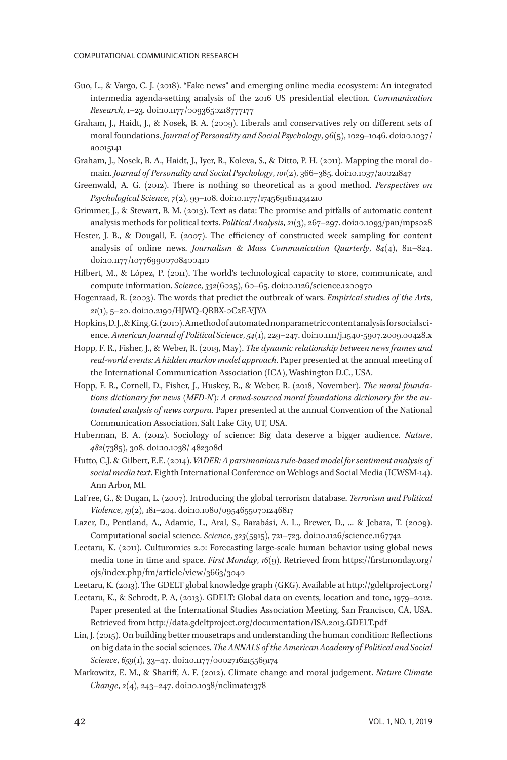Guo, L., & Vargo, C. J. (2018). "Fake news" and emerging online media ecosystem: An integrated intermedia agenda-setting analysis of the 2016 US presidential election. *Communication Research*, 1–23. doi:10.1177/0093650218777177

Graham, J., Haidt, J., & Nosek, B. A. (2009). Liberals and conservatives rely on different sets of moral foundations. *Journal of Personality and Social Psychology*, *96*(5), 1029–1046. doi:10.1037/a0015141

Graham, J., Nosek, B. A., Haidt, J., Iyer, R., Koleva, S., & Ditto, P. H. (2011). Mapping the moral domain. *Journal of Personality and Social Psychology*, *101*(2), 366–385. doi:10.1037/a0021847

Greenwald, A. G. (2012). There is nothing so theoretical as a good method. *Perspectives on Psychological Science*, *7*(2), 99–108. doi:10.1177/1745691611434210

Grimmer, J., & Stewart, B. M. (2013). Text as data: The promise and pitfalls of automatic content analysis methods for political texts. *Political Analysis*, *21*(3), 267–297. doi:10.1093/pan/mps028

Hester, J. B., & Dougall, E. (2007). The efficiency of constructed week sampling for content analysis of online news. *Journalism & Mass Communication Quarterly*, *84*(4), 811–824. doi:10.1177/107769900708400410

Hilbert, M., & López, P. (2011). The world's technological capacity to store, communicate, and compute information. *Science*, *332*(6025), 60–65. doi:10.1126/science.1200970

Hogenraad, R. (2003). The words that predict the outbreak of wars. *Empirical studies of the Arts*, *21*(1), 5–20. doi:10.2190/HJWQ-QRBX-0C2E-VJYA

Hopkins, D. J., & King, G. (2010). A method of automated nonparametric content analysis for social science. *American Journal of Political Science*, *54*(1), 229–247. doi:10.1111/j.1540-5907.2009.00428.x

Hopp, F. R., Fisher, J., & Weber, R. (2019, May). *The dynamic relationship between news frames and real-world events: A hidden markov model approach*. Paper presented at the annual meeting of the International Communication Association (ICA), Washington D.C., USA.

Hopp, F. R., Cornell, D., Fisher, J., Huskey, R., & Weber, R. (2018, November). *The moral foundations dictionary for news (MFD-N): A crowd-sourced moral foundations dictionary for the automated analysis of news corpora*. Paper presented at the annual Convention of the National Communication Association, Salt Lake City, UT, USA.

Huberman, B. A. (2012). Sociology of science: Big data deserve a bigger audience. *Nature*, *482*(7385), 308. doi:10.1038/ 482308d

Hutto, C.J. & Gilbert, E.E. (2014). *VADER: A parsimonious rule-based model for sentiment analysis of social media text*. Eighth International Conference on Weblogs and Social Media (ICWSM-14). Ann Arbor, MI.

LaFree, G., & Dugan, L. (2007). Introducing the global terrorism database. *Terrorism and Political Violence*, *19*(2), 181–204. doi:10.1080/09546550701246817

Lazer, D., Pentland, A., Adamic, L., Aral, S., Barabási, A. L., Brewer, D., ... & Jebara, T. (2009). Computational social science. *Science*, *323*(5915), 721–723. doi:10.1126/science.1167742

Leetaru, K. (2011). Culturomics 2.0: Forecasting large-scale human behavior using global news media tone in time and space. *First Monday*, *16*(9). Retrieved from https://firstmonday.org/ojs/index.php/fm/article/view/3663/3040

Leetaru, K. (2013). The GDELT global knowledge graph (GKG). Available at http://gdeltproject.org/

Leetaru, K., & Schrodt, P. A, (2013). GDELT: Global data on events, location and tone, 1979–2012. Paper presented at the International Studies Association Meeting, San Francisco, CA, USA. Retrieved from http://data.gdeltproject.org/documentation/ISA.2013.GDELT.pdf

Lin, J. (2015). On building better mousetraps and understanding the human condition: Reflections on big data in the social sciences. *The ANNALS of the American Academy of Political and Social Science*, *659*(1), 33–47. doi:10.1177/0002716215569174

Markowitz, E. M., & Shariff, A. F. (2012). Climate change and moral judgement. *Nature Climate Change*, *2*(4), 243–247. doi:10.1038/nclimate1378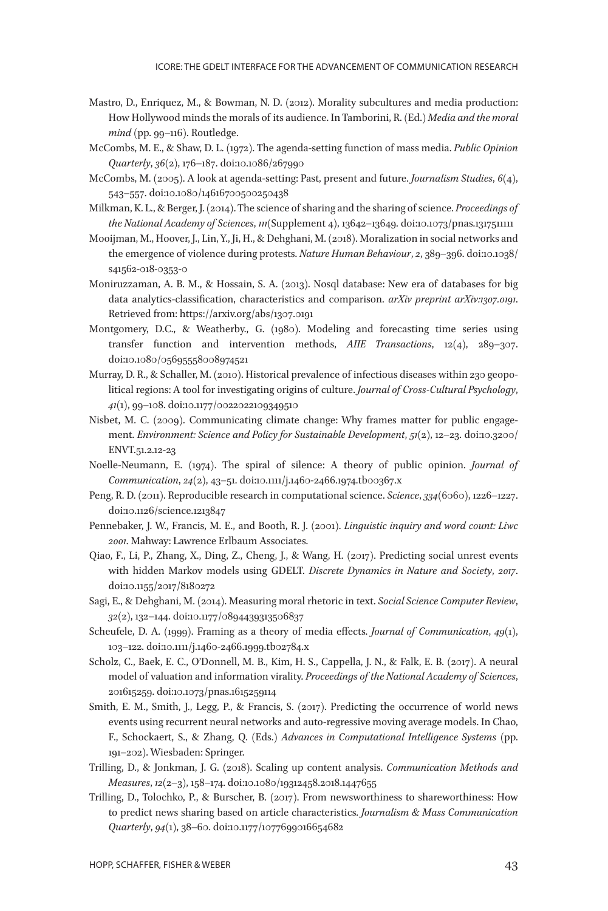Mastro, D., Enriquez, M., & Bowman, N. D. (2012). Morality subcultures and media production: How Hollywood minds the morals of its audience. In Tamborini, R. (Ed.) *Media and the moral mind* (pp. 99–116). Routledge.

McCombs, M. E., & Shaw, D. L. (1972). The agenda-setting function of mass media. *Public Opinion Quarterly*, *36*(2), 176–187. doi:10.1086/267990

McCombs, M. (2005). A look at agenda-setting: Past, present and future. *Journalism Studies*, *6*(4), 543–557. doi:10.1080/14616700500250438

Milkman, K. L., & Berger, J. (2014). The science of sharing and the sharing of science. *Proceedings of the National Academy of Sciences*, *111*(Supplement 4), 13642–13649. doi:10.1073/pnas.1317511111

Mooijman, M., Hoover, J., Lin, Y., Ji, H., & Dehghani, M. (2018). Moralization in social networks and the emergence of violence during protests. *Nature Human Behaviour*, *2*, 389–396. doi:10.1038/s41562-018-0353-0

Moniruzzaman, A. B. M., & Hossain, S. A. (2013). Nosql database: New era of databases for big data analytics-classification, characteristics and comparison. *arXiv preprint arXiv:1307.0191*. Retrieved from: https://arxiv.org/abs/1307.0191

Montgomery, D.C., & Weatherby., G. (1980). Modeling and forecasting time series using transfer function and intervention methods, *AIIE Transactions*, 12(4), 289–307. doi:10.1080/05695558008974521

Murray, D. R., & Schaller, M. (2010). Historical prevalence of infectious diseases within 230 geopolitical regions: A tool for investigating origins of culture. *Journal of Cross-Cultural Psychology*, *41*(1), 99–108. doi:10.1177/0022022109349510

Nisbet, M. C. (2009). Communicating climate change: Why frames matter for public engagement. *Environment: Science and Policy for Sustainable Development*, *51*(2), 12–23. doi:10.3200/ENVT.51.2.12-23

Noelle-Neumann, E. (1974). The spiral of silence: A theory of public opinion. *Journal of Communication*, *24*(2), 43–51. doi:10.1111/j.1460-2466.1974.tb00367.x

Peng, R. D. (2011). Reproducible research in computational science. *Science*, *334*(6060), 1226–1227. doi:10.1126/science.1213847

Pennebaker, J. W., Francis, M. E., and Booth, R. J. (2001). *Linguistic inquiry and word count: Liwc 2001*. Mahway: Lawrence Erlbaum Associates.

Qiao, F., Li, P., Zhang, X., Ding, Z., Cheng, J., & Wang, H. (2017). Predicting social unrest events with hidden Markov models using GDELT. *Discrete Dynamics in Nature and Society*, *2017*. doi:10.1155/2017/8180272

Sagi, E., & Dehghani, M. (2014). Measuring moral rhetoric in text. *Social Science Computer Review*, *32*(2), 132–144. doi:10.1177/0894439313506837

Scheufele, D. A. (1999). Framing as a theory of media effects. *Journal of Communication*, *49*(1), 103–122. doi:10.1111/j.1460-2466.1999.tb02784.x

Scholz, C., Baek, E. C., O'Donnell, M. B., Kim, H. S., Cappella, J. N., & Falk, E. B. (2017). A neural model of valuation and information virality. *Proceedings of the National Academy of Sciences*, 201615259. doi:10.1073/pnas.1615259114

Smith, E. M., Smith, J., Legg, P., & Francis, S. (2017). Predicting the occurrence of world news events using recurrent neural networks and auto-regressive moving average models. In Chao, F., Schockaert, S., & Zhang, Q. (Eds.) *Advances in Computational Intelligence Systems* (pp. 191–202). Wiesbaden: Springer.

Trilling, D., & Jonkman, J. G. (2018). Scaling up content analysis. *Communication Methods and Measures*, *12*(2–3), 158–174. doi:10.1080/19312458.2018.1447655

Trilling, D., Tolochko, P., & Burscher, B. (2017). From newsworthiness to shareworthiness: How to predict news sharing based on article characteristics. *Journalism & Mass Communication Quarterly*, *94*(1), 38–60. doi:10.1177/1077699016654682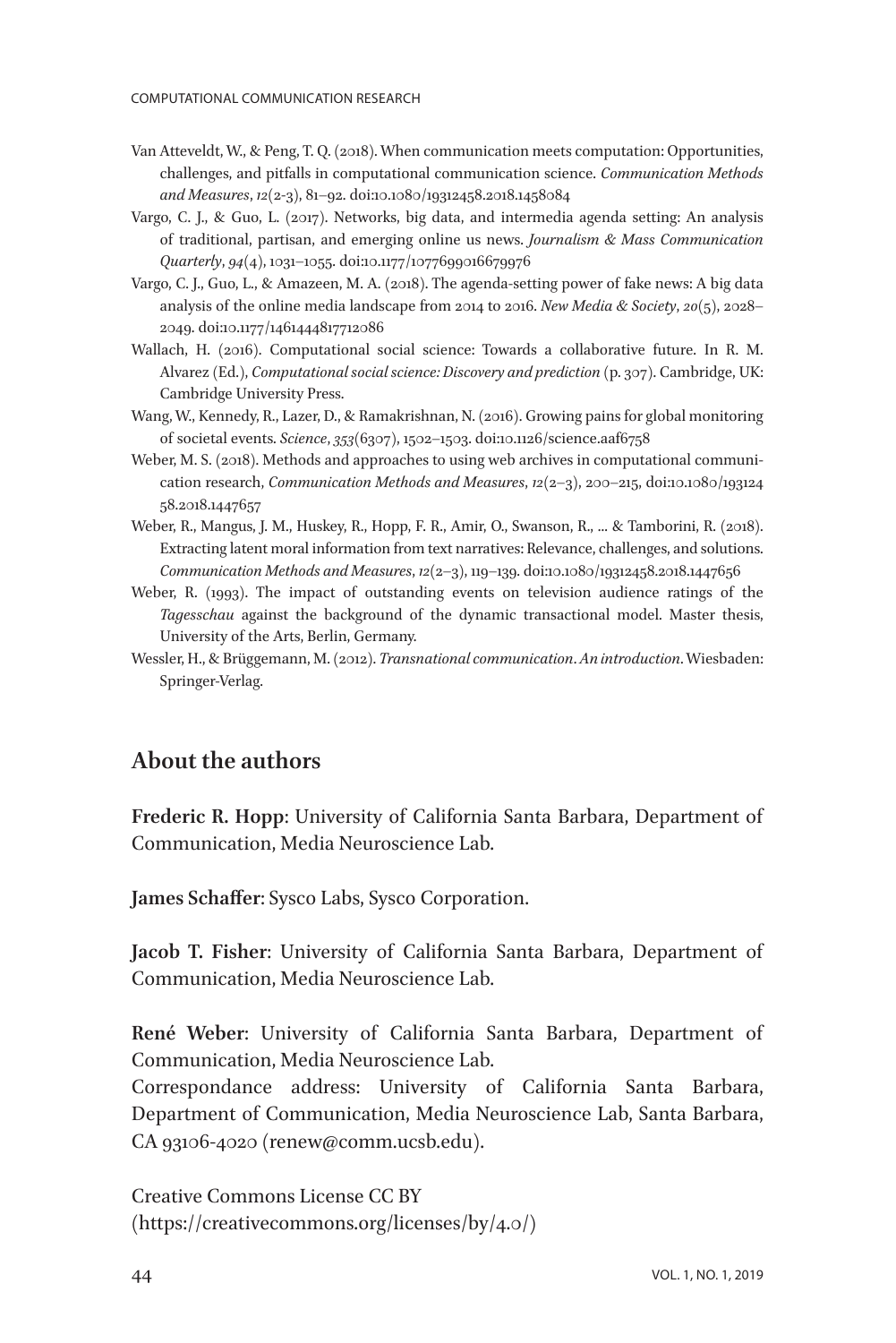Van Atteveldt, W., & Peng, T. Q. (2018). When communication meets computation: Opportunities, challenges, and pitfalls in computational communication science. *Communication Methods and Measures*, *12*(2-3), 81–92. doi:10.1080/19312458.2018.1458084

Vargo, C. J., & Guo, L. (2017). Networks, big data, and intermedia agenda setting: An analysis of traditional, partisan, and emerging online us news. *Journalism & Mass Communication Quarterly*, *94*(4), 1031–1055. doi:10.1177/1077699016679976

Vargo, C. J., Guo, L., & Amazeen, M. A. (2018). The agenda-setting power of fake news: A big data analysis of the online media landscape from 2014 to 2016. *New Media & Society*, *20*(5), 2028–2049. doi:10.1177/1461444817712086

Wallach, H. (2016). Computational social science: Towards a collaborative future. In R. M. Alvarez (Ed.), *Computational social science: Discovery and prediction* (p. 307). Cambridge, UK: Cambridge University Press.

Wang, W., Kennedy, R., Lazer, D., & Ramakrishnan, N. (2016). Growing pains for global monitoring of societal events. *Science*, *353*(6307), 1502–1503. doi:10.1126/science.aaf6758

Weber, M. S. (2018). Methods and approaches to using web archives in computational communication research, *Communication Methods and Measures*, *12*(2–3), 200–215, doi:10.1080/19312458.2018.1447657

Weber, R., Mangus, J. M., Huskey, R., Hopp, F. R., Amir, O., Swanson, R., ... & Tamborini, R. (2018). Extracting latent moral information from text narratives: Relevance, challenges, and solutions. *Communication Methods and Measures*, *12*(2–3), 119–139. doi:10.1080/19312458.2018.1447656

Weber, R. (1993). The impact of outstanding events on television audience ratings of the *Tagesschau* against the background of the dynamic transactional model. Master thesis, University of the Arts, Berlin, Germany.

Wessler, H., & Brüggemann, M. (2012). *Transnational communication. An introduction*. Wiesbaden: Springer-Verlag.

## About the authors

**Frederic R. Hopp**: University of California Santa Barbara, Department of Communication, Media Neuroscience Lab.

**James Schaffer**: Sysco Labs, Sysco Corporation.

**Jacob T. Fisher**: University of California Santa Barbara, Department of Communication, Media Neuroscience Lab.

**René Weber**: University of California Santa Barbara, Department of Communication, Media Neuroscience Lab.
Correspondance address: University of California Santa Barbara, Department of Communication, Media Neuroscience Lab, Santa Barbara, CA 93106-4020 (renew@comm.ucsb.edu).

Creative Commons License CC BY
(https://creativecommons.org/licenses/by/4.0/)